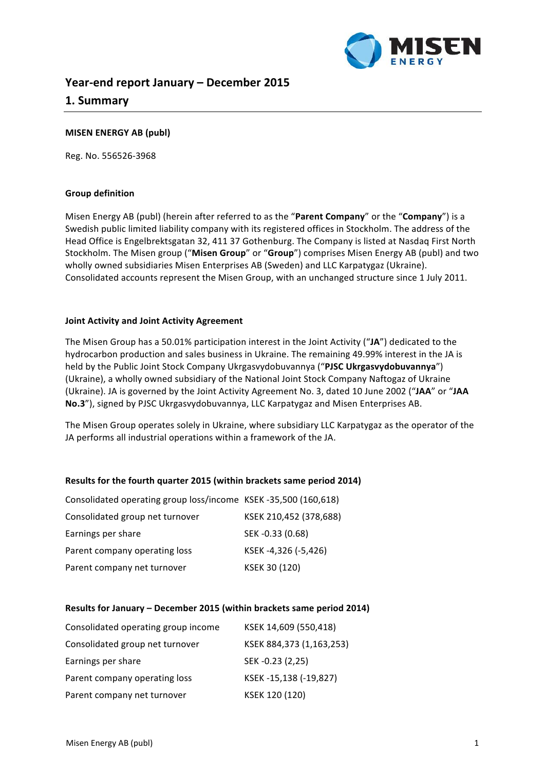# Year-end report January – December 2015

## 1. Summary

**MISEN ENERGY AB (publ)**

Reg. No. 556526-3968

**Group definition**

Misen Energy AB (publ) (herein after referred to as the "**Parent Company**" or the "**Company**") is a Swedish public limited liability company with its registered offices in Stockholm. The address of the Head Office is Engelbrektsgatan 32, 411 37 Gothenburg. The Company is listed at Nasdaq First North Stockholm. The Misen group ("**Misen Group**" or "**Group**") comprises Misen Energy AB (publ) and two wholly owned subsidiaries Misen Enterprises AB (Sweden) and LLC Karpatygaz (Ukraine). Consolidated accounts represent the Misen Group, with an unchanged structure since 1 July 2011.

**Joint Activity and Joint Activity Agreement**

The Misen Group has a 50.01% participation interest in the Joint Activity ("**JA**") dedicated to the hydrocarbon production and sales business in Ukraine. The remaining 49.99% interest in the JA is held by the Public Joint Stock Company Ukrgasvydobuvannya ("**PJSC Ukrgasvydobuvannya**") (Ukraine), a wholly owned subsidiary of the National Joint Stock Company Naftogaz of Ukraine (Ukraine). JA is governed by the Joint Activity Agreement No. 3, dated 10 June 2002 ("**JAA**" or "**JAA No.3**"), signed by PJSC Ukrgasvydobuvannya, LLC Karpatygaz and Misen Enterprises AB.

The Misen Group operates solely in Ukraine, where subsidiary LLC Karpatygaz as the operator of the JA performs all industrial operations within a framework of the JA.

**Results for the fourth quarter 2015 (within brackets same period 2014)**

| | |
|---|---|
| Consolidated operating group loss/income | KSEK -35,500 (160,618) |
| Consolidated group net turnover | KSEK 210,452 (378,688) |
| Earnings per share | SEK -0.33 (0.68) |
| Parent company operating loss | KSEK -4,326 (-5,426) |
| Parent company net turnover | KSEK 30 (120) |

**Results for January – December 2015 (within brackets same period 2014)**

| | |
|---|---|
| Consolidated operating group income | KSEK 14,609 (550,418) |
| Consolidated group net turnover | KSEK 884,373 (1,163,253) |
| Earnings per share | SEK -0.23 (2,25) |
| Parent company operating loss | KSEK -15,138 (-19,827) |
| Parent company net turnover | KSEK 120 (120) |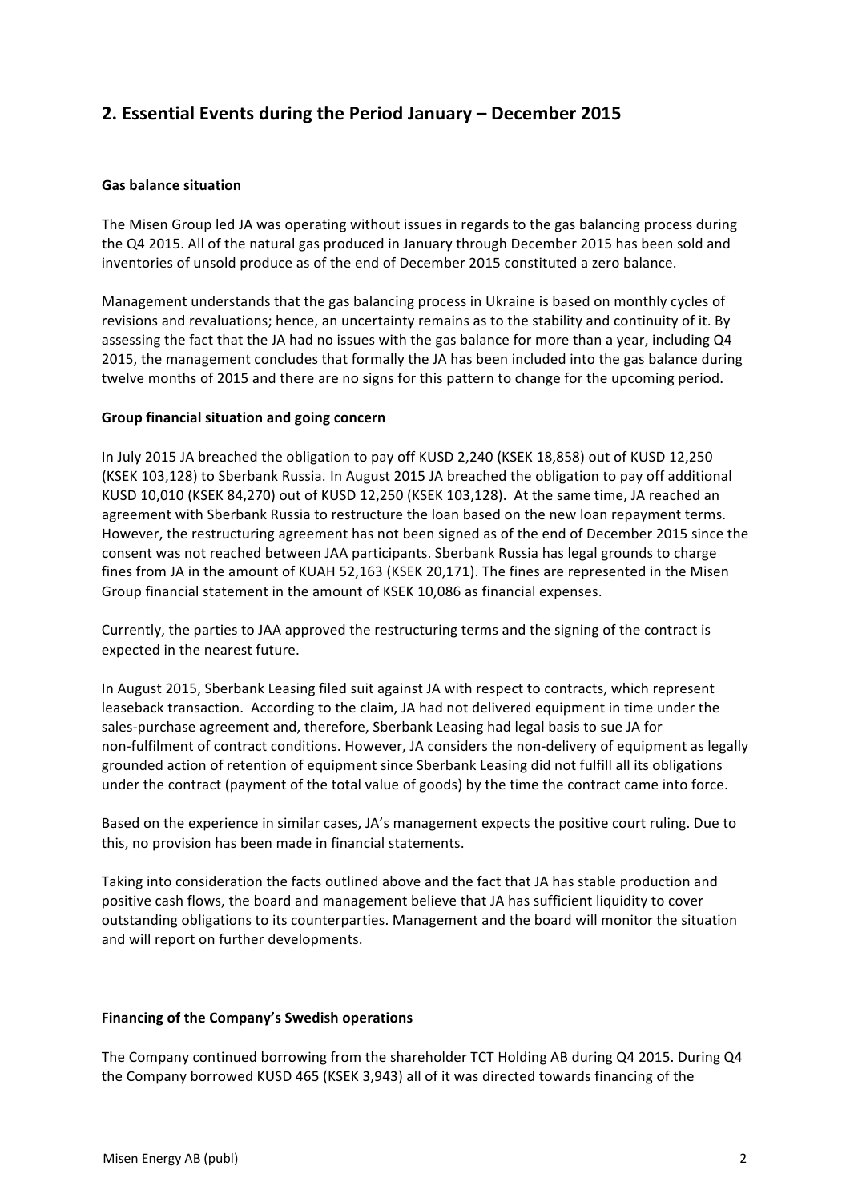## 2. Essential Events during the Period January – December 2015

**Gas balance situation**

The Misen Group led JA was operating without issues in regards to the gas balancing process during the Q4 2015. All of the natural gas produced in January through December 2015 has been sold and inventories of unsold produce as of the end of December 2015 constituted a zero balance.

Management understands that the gas balancing process in Ukraine is based on monthly cycles of revisions and revaluations; hence, an uncertainty remains as to the stability and continuity of it. By assessing the fact that the JA had no issues with the gas balance for more than a year, including Q4 2015, the management concludes that formally the JA has been included into the gas balance during twelve months of 2015 and there are no signs for this pattern to change for the upcoming period.

**Group financial situation and going concern**

In July 2015 JA breached the obligation to pay off KUSD 2,240 (KSEK 18,858) out of KUSD 12,250 (KSEK 103,128) to Sberbank Russia. In August 2015 JA breached the obligation to pay off additional KUSD 10,010 (KSEK 84,270) out of KUSD 12,250 (KSEK 103,128). At the same time, JA reached an agreement with Sberbank Russia to restructure the loan based on the new loan repayment terms. However, the restructuring agreement has not been signed as of the end of December 2015 since the consent was not reached between JAA participants. Sberbank Russia has legal grounds to charge fines from JA in the amount of KUAH 52,163 (KSEK 20,171). The fines are represented in the Misen Group financial statement in the amount of KSEK 10,086 as financial expenses.

Currently, the parties to JAA approved the restructuring terms and the signing of the contract is expected in the nearest future.

In August 2015, Sberbank Leasing filed suit against JA with respect to contracts, which represent leaseback transaction. According to the claim, JA had not delivered equipment in time under the sales-purchase agreement and, therefore, Sberbank Leasing had legal basis to sue JA for non-fulfilment of contract conditions. However, JA considers the non-delivery of equipment as legally grounded action of retention of equipment since Sberbank Leasing did not fulfill all its obligations under the contract (payment of the total value of goods) by the time the contract came into force.

Based on the experience in similar cases, JA's management expects the positive court ruling. Due to this, no provision has been made in financial statements.

Taking into consideration the facts outlined above and the fact that JA has stable production and positive cash flows, the board and management believe that JA has sufficient liquidity to cover outstanding obligations to its counterparties. Management and the board will monitor the situation and will report on further developments.

**Financing of the Company's Swedish operations**

The Company continued borrowing from the shareholder TCT Holding AB during Q4 2015. During Q4 the Company borrowed KUSD 465 (KSEK 3,943) all of it was directed towards financing of the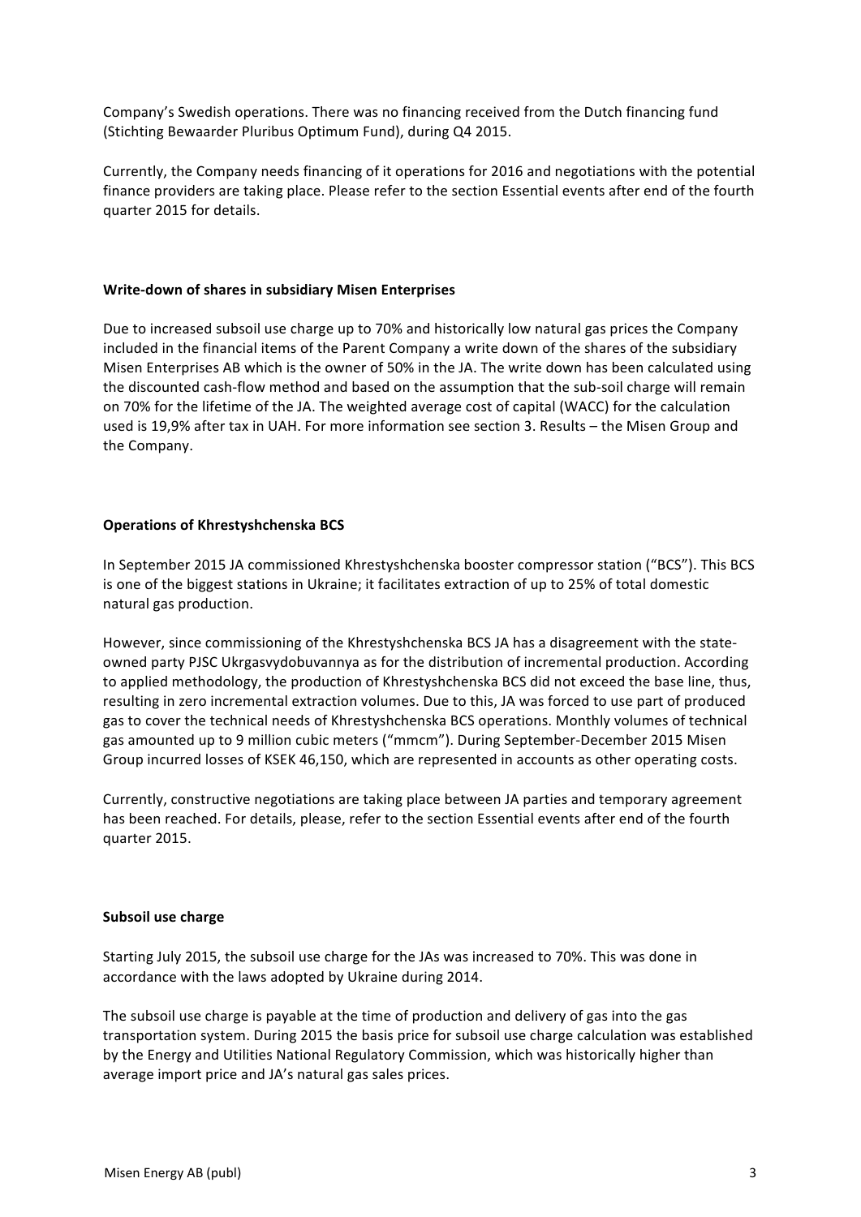Company's Swedish operations. There was no financing received from the Dutch financing fund (Stichting Bewaarder Pluribus Optimum Fund), during Q4 2015.

Currently, the Company needs financing of it operations for 2016 and negotiations with the potential finance providers are taking place. Please refer to the section Essential events after end of the fourth quarter 2015 for details.

**Write-down of shares in subsidiary Misen Enterprises**

Due to increased subsoil use charge up to 70% and historically low natural gas prices the Company included in the financial items of the Parent Company a write down of the shares of the subsidiary Misen Enterprises AB which is the owner of 50% in the JA. The write down has been calculated using the discounted cash-flow method and based on the assumption that the sub-soil charge will remain on 70% for the lifetime of the JA. The weighted average cost of capital (WACC) for the calculation used is 19,9% after tax in UAH. For more information see section 3. Results – the Misen Group and the Company.

**Operations of Khrestyshchenska BCS**

In September 2015 JA commissioned Khrestyshchenska booster compressor station ("BCS"). This BCS is one of the biggest stations in Ukraine; it facilitates extraction of up to 25% of total domestic natural gas production.

However, since commissioning of the Khrestyshchenska BCS JA has a disagreement with the state-owned party PJSC Ukrgasvydobuvannya as for the distribution of incremental production. According to applied methodology, the production of Khrestyshchenska BCS did not exceed the base line, thus, resulting in zero incremental extraction volumes. Due to this, JA was forced to use part of produced gas to cover the technical needs of Khrestyshchenska BCS operations. Monthly volumes of technical gas amounted up to 9 million cubic meters ("mmcm"). During September-December 2015 Misen Group incurred losses of KSEK 46,150, which are represented in accounts as other operating costs.

Currently, constructive negotiations are taking place between JA parties and temporary agreement has been reached. For details, please, refer to the section Essential events after end of the fourth quarter 2015.

**Subsoil use charge**

Starting July 2015, the subsoil use charge for the JAs was increased to 70%. This was done in accordance with the laws adopted by Ukraine during 2014.

The subsoil use charge is payable at the time of production and delivery of gas into the gas transportation system. During 2015 the basis price for subsoil use charge calculation was established by the Energy and Utilities National Regulatory Commission, which was historically higher than average import price and JA's natural gas sales prices.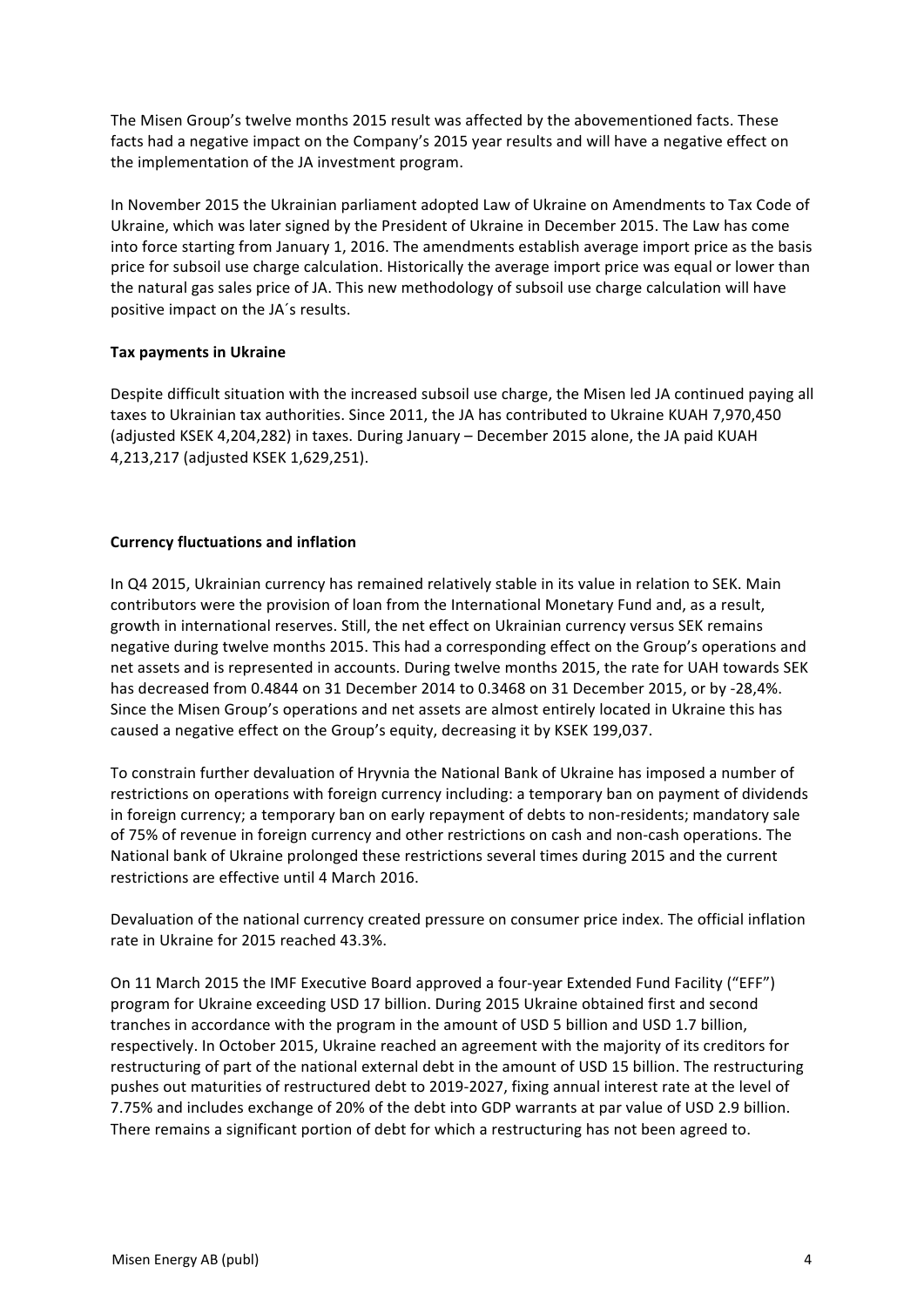The Misen Group's twelve months 2015 result was affected by the abovementioned facts. These facts had a negative impact on the Company's 2015 year results and will have a negative effect on the implementation of the JA investment program.

In November 2015 the Ukrainian parliament adopted Law of Ukraine on Amendments to Tax Code of Ukraine, which was later signed by the President of Ukraine in December 2015. The Law has come into force starting from January 1, 2016. The amendments establish average import price as the basis price for subsoil use charge calculation. Historically the average import price was equal or lower than the natural gas sales price of JA. This new methodology of subsoil use charge calculation will have positive impact on the JA´s results.

**Tax payments in Ukraine**

Despite difficult situation with the increased subsoil use charge, the Misen led JA continued paying all taxes to Ukrainian tax authorities. Since 2011, the JA has contributed to Ukraine KUAH 7,970,450 (adjusted KSEK 4,204,282) in taxes. During January – December 2015 alone, the JA paid KUAH 4,213,217 (adjusted KSEK 1,629,251).

**Currency fluctuations and inflation**

In Q4 2015, Ukrainian currency has remained relatively stable in its value in relation to SEK. Main contributors were the provision of loan from the International Monetary Fund and, as a result, growth in international reserves. Still, the net effect on Ukrainian currency versus SEK remains negative during twelve months 2015. This had a corresponding effect on the Group's operations and net assets and is represented in accounts. During twelve months 2015, the rate for UAH towards SEK has decreased from 0.4844 on 31 December 2014 to 0.3468 on 31 December 2015, or by -28,4%. Since the Misen Group's operations and net assets are almost entirely located in Ukraine this has caused a negative effect on the Group's equity, decreasing it by KSEK 199,037.

To constrain further devaluation of Hryvnia the National Bank of Ukraine has imposed a number of restrictions on operations with foreign currency including: a temporary ban on payment of dividends in foreign currency; a temporary ban on early repayment of debts to non-residents; mandatory sale of 75% of revenue in foreign currency and other restrictions on cash and non-cash operations. The National bank of Ukraine prolonged these restrictions several times during 2015 and the current restrictions are effective until 4 March 2016.

Devaluation of the national currency created pressure on consumer price index. The official inflation rate in Ukraine for 2015 reached 43.3%.

On 11 March 2015 the IMF Executive Board approved a four-year Extended Fund Facility ("EFF") program for Ukraine exceeding USD 17 billion. During 2015 Ukraine obtained first and second tranches in accordance with the program in the amount of USD 5 billion and USD 1.7 billion, respectively. In October 2015, Ukraine reached an agreement with the majority of its creditors for restructuring of part of the national external debt in the amount of USD 15 billion. The restructuring pushes out maturities of restructured debt to 2019-2027, fixing annual interest rate at the level of 7.75% and includes exchange of 20% of the debt into GDP warrants at par value of USD 2.9 billion. There remains a significant portion of debt for which a restructuring has not been agreed to.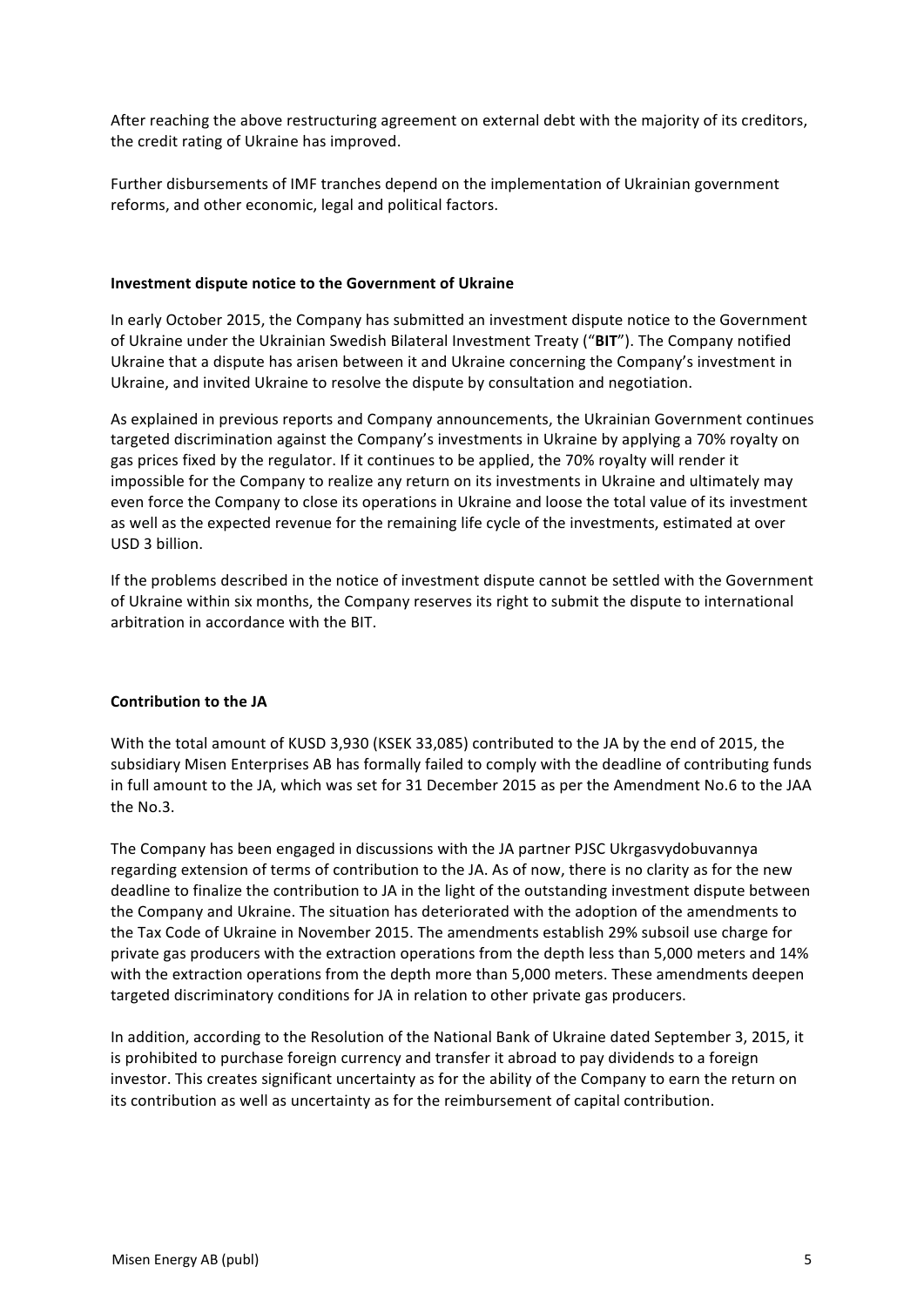After reaching the above restructuring agreement on external debt with the majority of its creditors, the credit rating of Ukraine has improved.

Further disbursements of IMF tranches depend on the implementation of Ukrainian government reforms, and other economic, legal and political factors.

**Investment dispute notice to the Government of Ukraine**

In early October 2015, the Company has submitted an investment dispute notice to the Government of Ukraine under the Ukrainian Swedish Bilateral Investment Treaty ("**BIT**"). The Company notified Ukraine that a dispute has arisen between it and Ukraine concerning the Company's investment in Ukraine, and invited Ukraine to resolve the dispute by consultation and negotiation.

As explained in previous reports and Company announcements, the Ukrainian Government continues targeted discrimination against the Company's investments in Ukraine by applying a 70% royalty on gas prices fixed by the regulator. If it continues to be applied, the 70% royalty will render it impossible for the Company to realize any return on its investments in Ukraine and ultimately may even force the Company to close its operations in Ukraine and loose the total value of its investment as well as the expected revenue for the remaining life cycle of the investments, estimated at over USD 3 billion.

If the problems described in the notice of investment dispute cannot be settled with the Government of Ukraine within six months, the Company reserves its right to submit the dispute to international arbitration in accordance with the BIT.

**Contribution to the JA**

With the total amount of KUSD 3,930 (KSEK 33,085) contributed to the JA by the end of 2015, the subsidiary Misen Enterprises AB has formally failed to comply with the deadline of contributing funds in full amount to the JA, which was set for 31 December 2015 as per the Amendment No.6 to the JAA the No.3.

The Company has been engaged in discussions with the JA partner PJSC Ukrgasvydobuvannya regarding extension of terms of contribution to the JA. As of now, there is no clarity as for the new deadline to finalize the contribution to JA in the light of the outstanding investment dispute between the Company and Ukraine. The situation has deteriorated with the adoption of the amendments to the Tax Code of Ukraine in November 2015. The amendments establish 29% subsoil use charge for private gas producers with the extraction operations from the depth less than 5,000 meters and 14% with the extraction operations from the depth more than 5,000 meters. These amendments deepen targeted discriminatory conditions for JA in relation to other private gas producers.

In addition, according to the Resolution of the National Bank of Ukraine dated September 3, 2015, it is prohibited to purchase foreign currency and transfer it abroad to pay dividends to a foreign investor. This creates significant uncertainty as for the ability of the Company to earn the return on its contribution as well as uncertainty as for the reimbursement of capital contribution.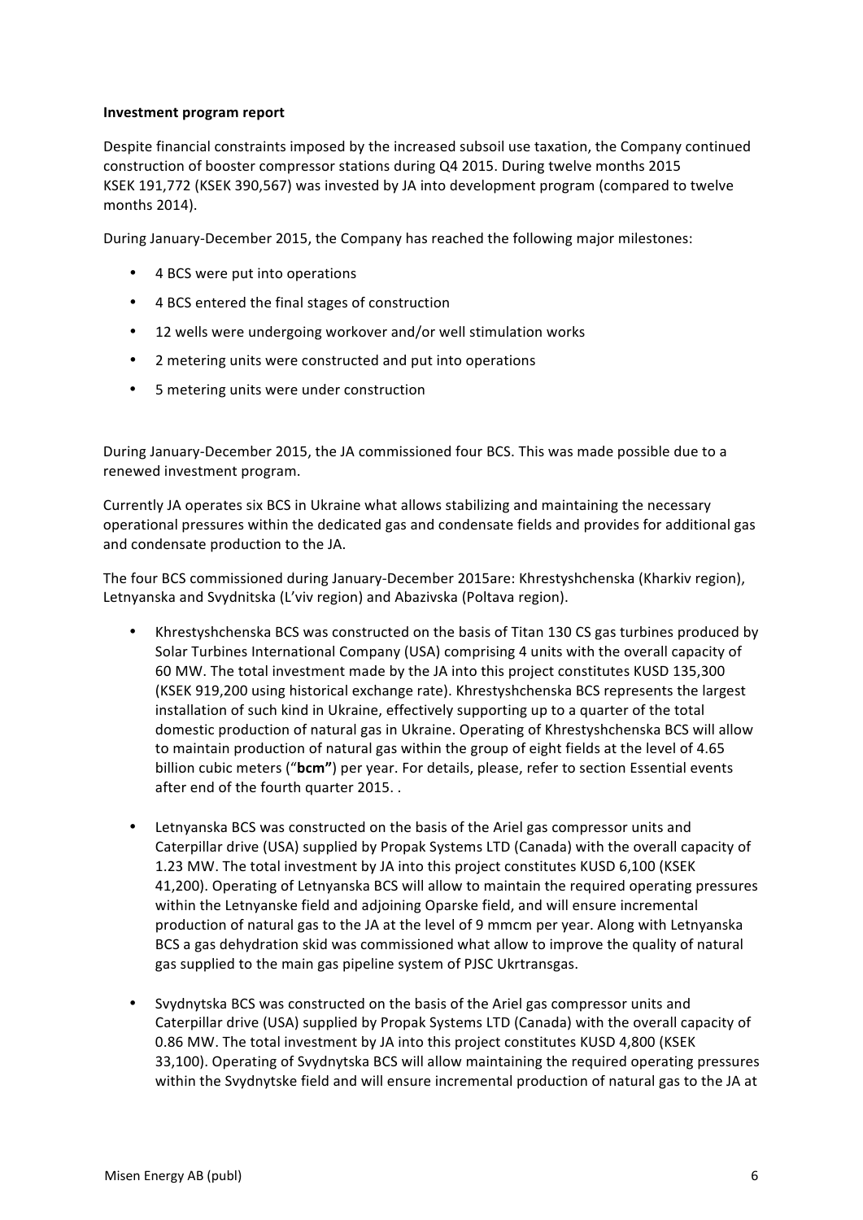**Investment program report**

Despite financial constraints imposed by the increased subsoil use taxation, the Company continued construction of booster compressor stations during Q4 2015. During twelve months 2015 KSEK 191,772 (KSEK 390,567) was invested by JA into development program (compared to twelve months 2014).

During January-December 2015, the Company has reached the following major milestones:

- 4 BCS were put into operations
- 4 BCS entered the final stages of construction
- 12 wells were undergoing workover and/or well stimulation works
- 2 metering units were constructed and put into operations
- 5 metering units were under construction

During January-December 2015, the JA commissioned four BCS. This was made possible due to a renewed investment program.

Currently JA operates six BCS in Ukraine what allows stabilizing and maintaining the necessary operational pressures within the dedicated gas and condensate fields and provides for additional gas and condensate production to the JA.

The four BCS commissioned during January-December 2015are: Khrestyshchenska (Kharkiv region), Letnyanska and Svydnitska (L'viv region) and Abazivska (Poltava region).

- Khrestyshchenska BCS was constructed on the basis of Titan 130 CS gas turbines produced by Solar Turbines International Company (USA) comprising 4 units with the overall capacity of 60 MW. The total investment made by the JA into this project constitutes KUSD 135,300 (KSEK 919,200 using historical exchange rate). Khrestyshchenska BCS represents the largest installation of such kind in Ukraine, effectively supporting up to a quarter of the total domestic production of natural gas in Ukraine. Operating of Khrestyshchenska BCS will allow to maintain production of natural gas within the group of eight fields at the level of 4.65 billion cubic meters ("**bcm"**) per year. For details, please, refer to section Essential events after end of the fourth quarter 2015. .

- Letnyanska BCS was constructed on the basis of the Ariel gas compressor units and Caterpillar drive (USA) supplied by Propak Systems LTD (Canada) with the overall capacity of 1.23 MW. The total investment by JA into this project constitutes KUSD 6,100 (KSEK 41,200). Operating of Letnyanska BCS will allow to maintain the required operating pressures within the Letnyanske field and adjoining Oparske field, and will ensure incremental production of natural gas to the JA at the level of 9 mmcm per year. Along with Letnyanska BCS a gas dehydration skid was commissioned what allow to improve the quality of natural gas supplied to the main gas pipeline system of PJSC Ukrtransgas.

- Svydnytska BCS was constructed on the basis of the Ariel gas compressor units and Caterpillar drive (USA) supplied by Propak Systems LTD (Canada) with the overall capacity of 0.86 MW. The total investment by JA into this project constitutes KUSD 4,800 (KSEK 33,100). Operating of Svydnytska BCS will allow maintaining the required operating pressures within the Svydnytske field and will ensure incremental production of natural gas to the JA at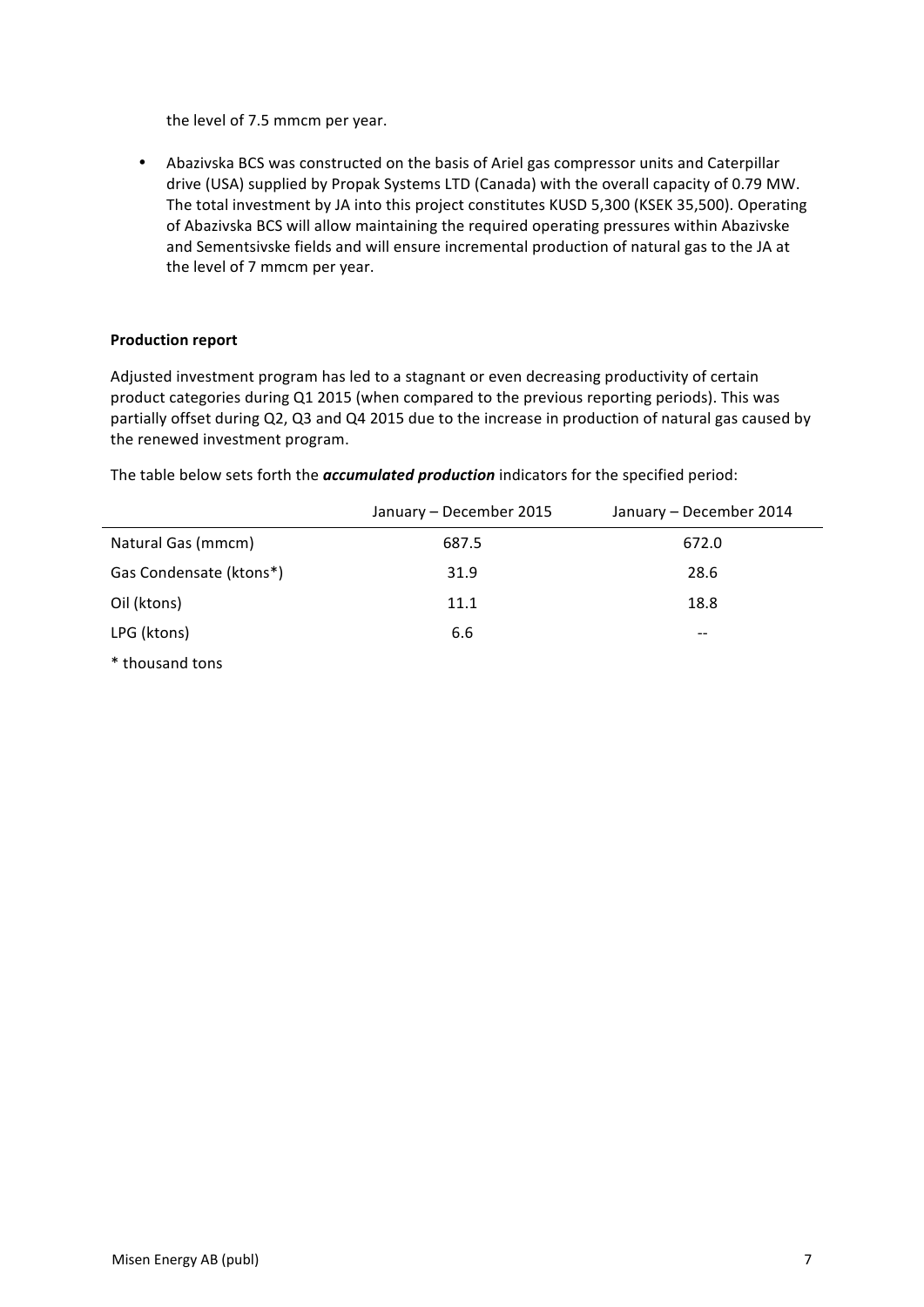the level of 7.5 mmcm per year.

- Abazivska BCS was constructed on the basis of Ariel gas compressor units and Caterpillar drive (USA) supplied by Propak Systems LTD (Canada) with the overall capacity of 0.79 MW. The total investment by JA into this project constitutes KUSD 5,300 (KSEK 35,500). Operating of Abazivska BCS will allow maintaining the required operating pressures within Abazivske and Sementsivske fields and will ensure incremental production of natural gas to the JA at the level of 7 mmcm per year.

**Production report**

Adjusted investment program has led to a stagnant or even decreasing productivity of certain product categories during Q1 2015 (when compared to the previous reporting periods). This was partially offset during Q2, Q3 and Q4 2015 due to the increase in production of natural gas caused by the renewed investment program.

The table below sets forth the ***accumulated production*** indicators for the specified period:

| | January – December 2015 | January – December 2014 |
|---|---|---|
| Natural Gas (mmcm) | 687.5 | 672.0 |
| Gas Condensate (ktons*) | 31.9 | 28.6 |
| Oil (ktons) | 11.1 | 18.8 |
| LPG (ktons) | 6.6 | -- |

* thousand tons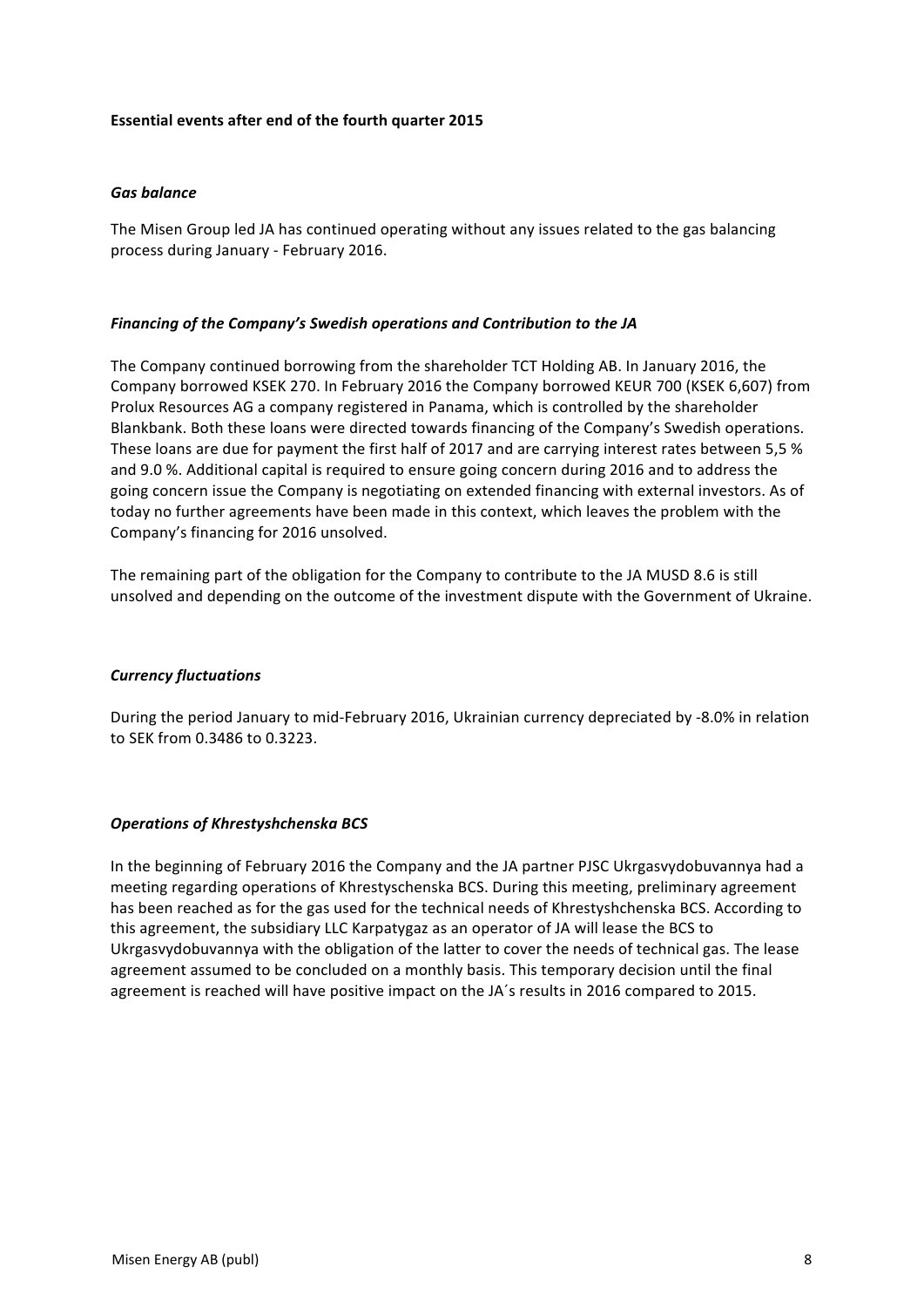**Essential events after end of the fourth quarter 2015**

***Gas balance***

The Misen Group led JA has continued operating without any issues related to the gas balancing process during January - February 2016.

***Financing of the Company's Swedish operations and Contribution to the JA***

The Company continued borrowing from the shareholder TCT Holding AB. In January 2016, the Company borrowed KSEK 270. In February 2016 the Company borrowed KEUR 700 (KSEK 6,607) from Prolux Resources AG a company registered in Panama, which is controlled by the shareholder Blankbank. Both these loans were directed towards financing of the Company's Swedish operations. These loans are due for payment the first half of 2017 and are carrying interest rates between 5,5 % and 9.0 %. Additional capital is required to ensure going concern during 2016 and to address the going concern issue the Company is negotiating on extended financing with external investors. As of today no further agreements have been made in this context, which leaves the problem with the Company's financing for 2016 unsolved.

The remaining part of the obligation for the Company to contribute to the JA MUSD 8.6 is still unsolved and depending on the outcome of the investment dispute with the Government of Ukraine.

***Currency fluctuations***

During the period January to mid-February 2016, Ukrainian currency depreciated by -8.0% in relation to SEK from 0.3486 to 0.3223.

***Operations of Khrestyshchenska BCS***

In the beginning of February 2016 the Company and the JA partner PJSC Ukrgasvydobuvannya had a meeting regarding operations of Khrestyschenska BCS. During this meeting, preliminary agreement has been reached as for the gas used for the technical needs of Khrestyshchenska BCS. According to this agreement, the subsidiary LLC Karpatygaz as an operator of JA will lease the BCS to Ukrgasvydobuvannya with the obligation of the latter to cover the needs of technical gas. The lease agreement assumed to be concluded on a monthly basis. This temporary decision until the final agreement is reached will have positive impact on the JA´s results in 2016 compared to 2015.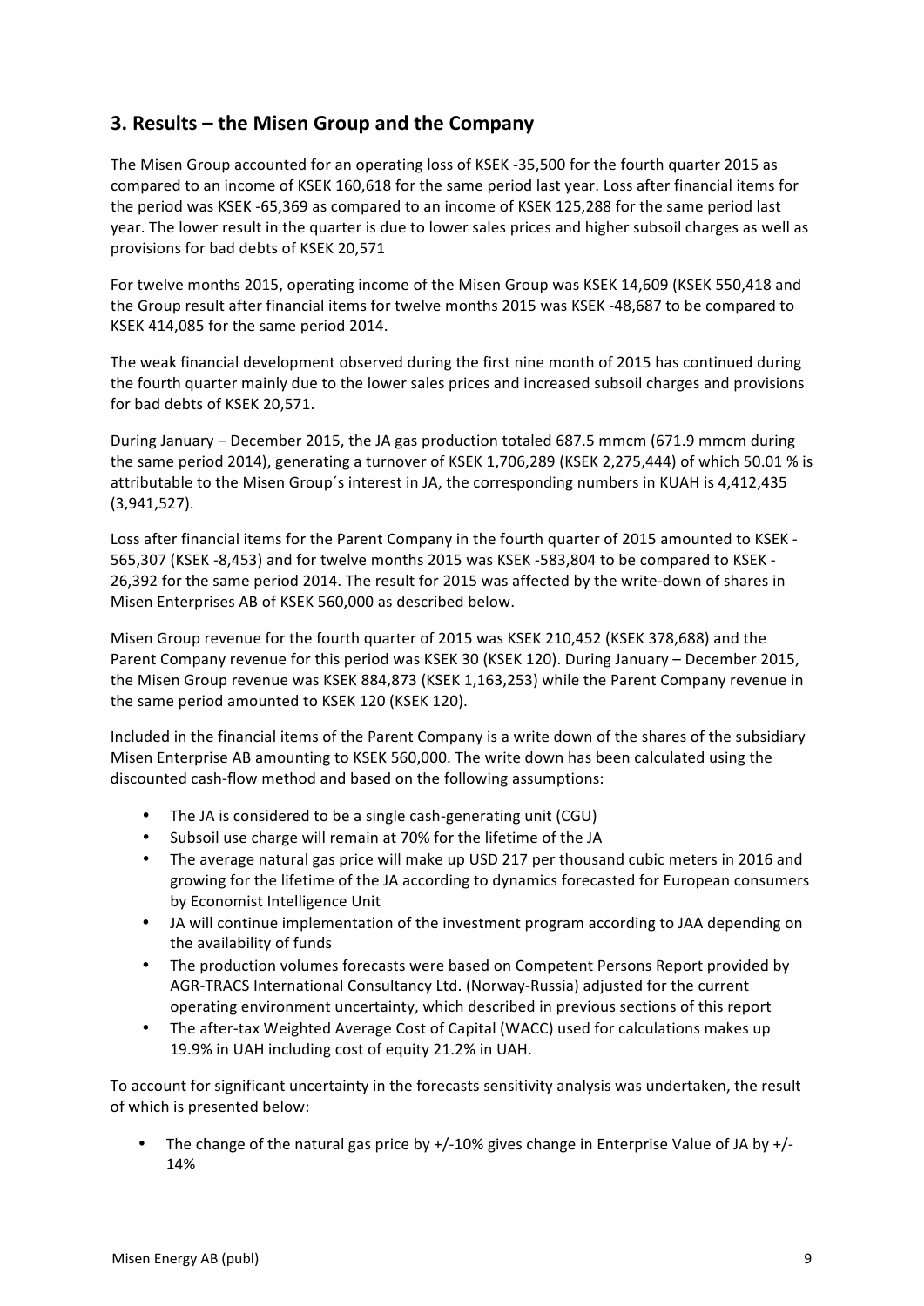## 3. Results – the Misen Group and the Company

The Misen Group accounted for an operating loss of KSEK -35,500 for the fourth quarter 2015 as compared to an income of KSEK 160,618 for the same period last year. Loss after financial items for the period was KSEK -65,369 as compared to an income of KSEK 125,288 for the same period last year. The lower result in the quarter is due to lower sales prices and higher subsoil charges as well as provisions for bad debts of KSEK 20,571

For twelve months 2015, operating income of the Misen Group was KSEK 14,609 (KSEK 550,418 and the Group result after financial items for twelve months 2015 was KSEK -48,687 to be compared to KSEK 414,085 for the same period 2014.

The weak financial development observed during the first nine month of 2015 has continued during the fourth quarter mainly due to the lower sales prices and increased subsoil charges and provisions for bad debts of KSEK 20,571.

During January – December 2015, the JA gas production totaled 687.5 mmcm (671.9 mmcm during the same period 2014), generating a turnover of KSEK 1,706,289 (KSEK 2,275,444) of which 50.01 % is attributable to the Misen Group´s interest in JA, the corresponding numbers in KUAH is 4,412,435 (3,941,527).

Loss after financial items for the Parent Company in the fourth quarter of 2015 amounted to KSEK -565,307 (KSEK -8,453) and for twelve months 2015 was KSEK -583,804 to be compared to KSEK -26,392 for the same period 2014. The result for 2015 was affected by the write-down of shares in Misen Enterprises AB of KSEK 560,000 as described below.

Misen Group revenue for the fourth quarter of 2015 was KSEK 210,452 (KSEK 378,688) and the Parent Company revenue for this period was KSEK 30 (KSEK 120). During January – December 2015, the Misen Group revenue was KSEK 884,873 (KSEK 1,163,253) while the Parent Company revenue in the same period amounted to KSEK 120 (KSEK 120).

Included in the financial items of the Parent Company is a write down of the shares of the subsidiary Misen Enterprise AB amounting to KSEK 560,000. The write down has been calculated using the discounted cash-flow method and based on the following assumptions:

- The JA is considered to be a single cash-generating unit (CGU)
- Subsoil use charge will remain at 70% for the lifetime of the JA
- The average natural gas price will make up USD 217 per thousand cubic meters in 2016 and growing for the lifetime of the JA according to dynamics forecasted for European consumers by Economist Intelligence Unit
- JA will continue implementation of the investment program according to JAA depending on the availability of funds
- The production volumes forecasts were based on Competent Persons Report provided by AGR-TRACS International Consultancy Ltd. (Norway-Russia) adjusted for the current operating environment uncertainty, which described in previous sections of this report
- The after-tax Weighted Average Cost of Capital (WACC) used for calculations makes up 19.9% in UAH including cost of equity 21.2% in UAH.

To account for significant uncertainty in the forecasts sensitivity analysis was undertaken, the result of which is presented below:

- The change of the natural gas price by +/-10% gives change in Enterprise Value of JA by +/-14%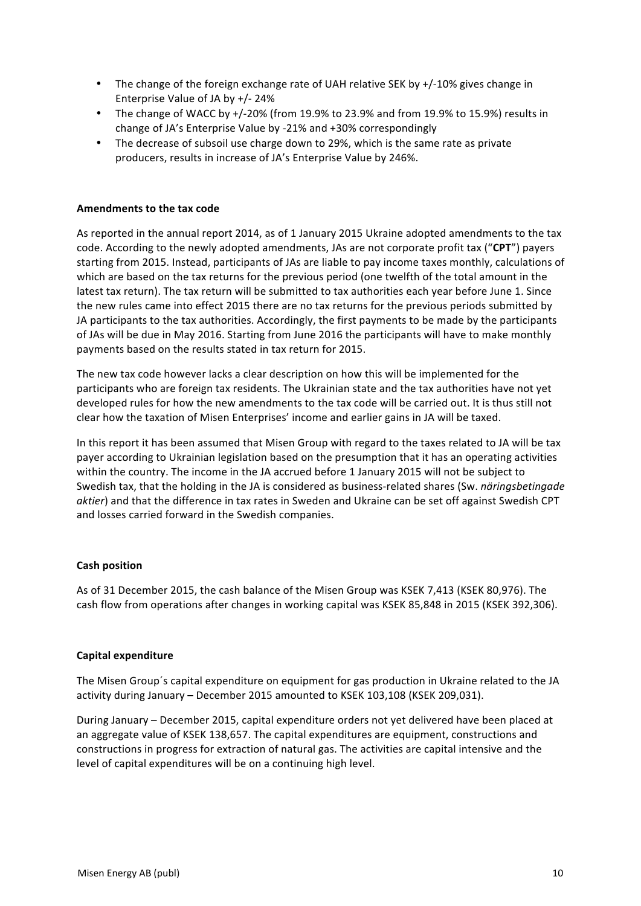- The change of the foreign exchange rate of UAH relative SEK by +/-10% gives change in Enterprise Value of JA by +/- 24%
- The change of WACC by +/-20% (from 19.9% to 23.9% and from 19.9% to 15.9%) results in change of JA's Enterprise Value by -21% and +30% correspondingly
- The decrease of subsoil use charge down to 29%, which is the same rate as private producers, results in increase of JA's Enterprise Value by 246%.

**Amendments to the tax code**

As reported in the annual report 2014, as of 1 January 2015 Ukraine adopted amendments to the tax code. According to the newly adopted amendments, JAs are not corporate profit tax ("**CPT**") payers starting from 2015. Instead, participants of JAs are liable to pay income taxes monthly, calculations of which are based on the tax returns for the previous period (one twelfth of the total amount in the latest tax return). The tax return will be submitted to tax authorities each year before June 1. Since the new rules came into effect 2015 there are no tax returns for the previous periods submitted by JA participants to the tax authorities. Accordingly, the first payments to be made by the participants of JAs will be due in May 2016. Starting from June 2016 the participants will have to make monthly payments based on the results stated in tax return for 2015.

The new tax code however lacks a clear description on how this will be implemented for the participants who are foreign tax residents. The Ukrainian state and the tax authorities have not yet developed rules for how the new amendments to the tax code will be carried out. It is thus still not clear how the taxation of Misen Enterprises' income and earlier gains in JA will be taxed.

In this report it has been assumed that Misen Group with regard to the taxes related to JA will be tax payer according to Ukrainian legislation based on the presumption that it has an operating activities within the country. The income in the JA accrued before 1 January 2015 will not be subject to Swedish tax, that the holding in the JA is considered as business-related shares (Sw. *näringsbetingade aktier*) and that the difference in tax rates in Sweden and Ukraine can be set off against Swedish CPT and losses carried forward in the Swedish companies.

**Cash position**

As of 31 December 2015, the cash balance of the Misen Group was KSEK 7,413 (KSEK 80,976). The cash flow from operations after changes in working capital was KSEK 85,848 in 2015 (KSEK 392,306).

**Capital expenditure**

The Misen Group´s capital expenditure on equipment for gas production in Ukraine related to the JA activity during January – December 2015 amounted to KSEK 103,108 (KSEK 209,031).

During January – December 2015, capital expenditure orders not yet delivered have been placed at an aggregate value of KSEK 138,657. The capital expenditures are equipment, constructions and constructions in progress for extraction of natural gas. The activities are capital intensive and the level of capital expenditures will be on a continuing high level.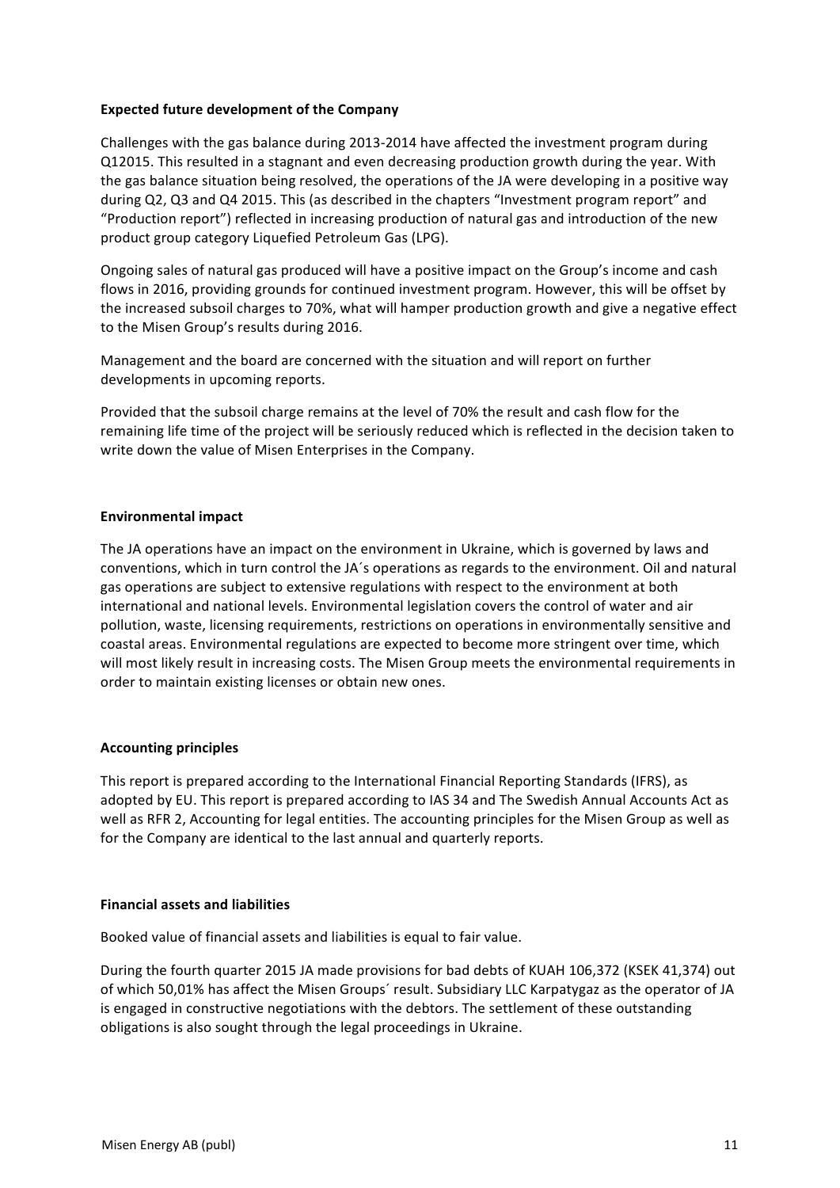**Expected future development of the Company**

Challenges with the gas balance during 2013-2014 have affected the investment program during Q12015. This resulted in a stagnant and even decreasing production growth during the year. With the gas balance situation being resolved, the operations of the JA were developing in a positive way during Q2, Q3 and Q4 2015. This (as described in the chapters "Investment program report" and "Production report") reflected in increasing production of natural gas and introduction of the new product group category Liquefied Petroleum Gas (LPG).

Ongoing sales of natural gas produced will have a positive impact on the Group's income and cash flows in 2016, providing grounds for continued investment program. However, this will be offset by the increased subsoil charges to 70%, what will hamper production growth and give a negative effect to the Misen Group's results during 2016.

Management and the board are concerned with the situation and will report on further developments in upcoming reports.

Provided that the subsoil charge remains at the level of 70% the result and cash flow for the remaining life time of the project will be seriously reduced which is reflected in the decision taken to write down the value of Misen Enterprises in the Company.

**Environmental impact**

The JA operations have an impact on the environment in Ukraine, which is governed by laws and conventions, which in turn control the JA´s operations as regards to the environment. Oil and natural gas operations are subject to extensive regulations with respect to the environment at both international and national levels. Environmental legislation covers the control of water and air pollution, waste, licensing requirements, restrictions on operations in environmentally sensitive and coastal areas. Environmental regulations are expected to become more stringent over time, which will most likely result in increasing costs. The Misen Group meets the environmental requirements in order to maintain existing licenses or obtain new ones.

**Accounting principles**

This report is prepared according to the International Financial Reporting Standards (IFRS), as adopted by EU. This report is prepared according to IAS 34 and The Swedish Annual Accounts Act as well as RFR 2, Accounting for legal entities. The accounting principles for the Misen Group as well as for the Company are identical to the last annual and quarterly reports.

**Financial assets and liabilities**

Booked value of financial assets and liabilities is equal to fair value.

During the fourth quarter 2015 JA made provisions for bad debts of KUAH 106,372 (KSEK 41,374) out of which 50,01% has affect the Misen Groups´ result. Subsidiary LLC Karpatygaz as the operator of JA is engaged in constructive negotiations with the debtors. The settlement of these outstanding obligations is also sought through the legal proceedings in Ukraine.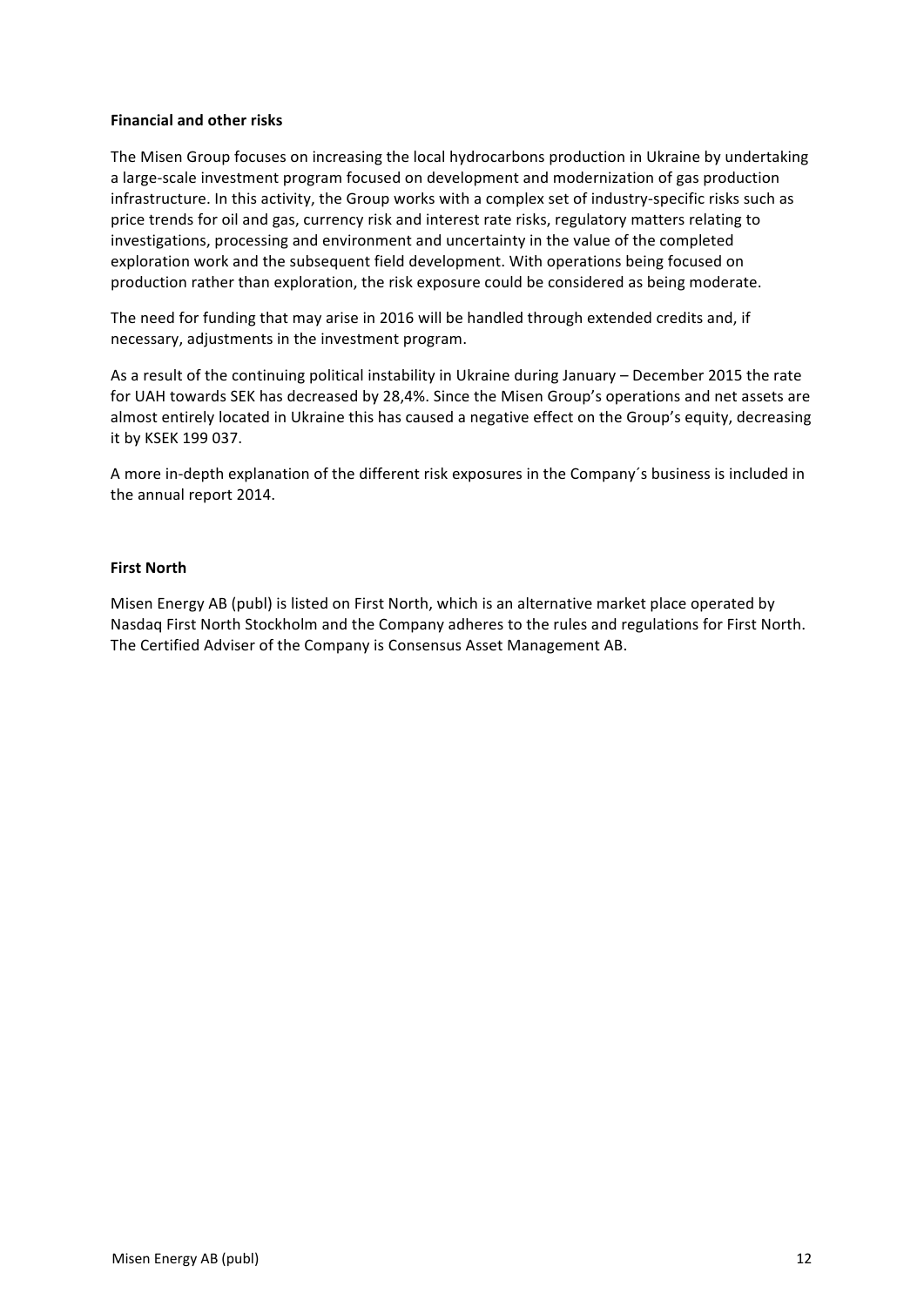**Financial and other risks**

The Misen Group focuses on increasing the local hydrocarbons production in Ukraine by undertaking a large-scale investment program focused on development and modernization of gas production infrastructure. In this activity, the Group works with a complex set of industry-specific risks such as price trends for oil and gas, currency risk and interest rate risks, regulatory matters relating to investigations, processing and environment and uncertainty in the value of the completed exploration work and the subsequent field development. With operations being focused on production rather than exploration, the risk exposure could be considered as being moderate.

The need for funding that may arise in 2016 will be handled through extended credits and, if necessary, adjustments in the investment program.

As a result of the continuing political instability in Ukraine during January – December 2015 the rate for UAH towards SEK has decreased by 28,4%. Since the Misen Group's operations and net assets are almost entirely located in Ukraine this has caused a negative effect on the Group's equity, decreasing it by KSEK 199 037.

A more in-depth explanation of the different risk exposures in the Company´s business is included in the annual report 2014.

**First North**

Misen Energy AB (publ) is listed on First North, which is an alternative market place operated by Nasdaq First North Stockholm and the Company adheres to the rules and regulations for First North. The Certified Adviser of the Company is Consensus Asset Management AB.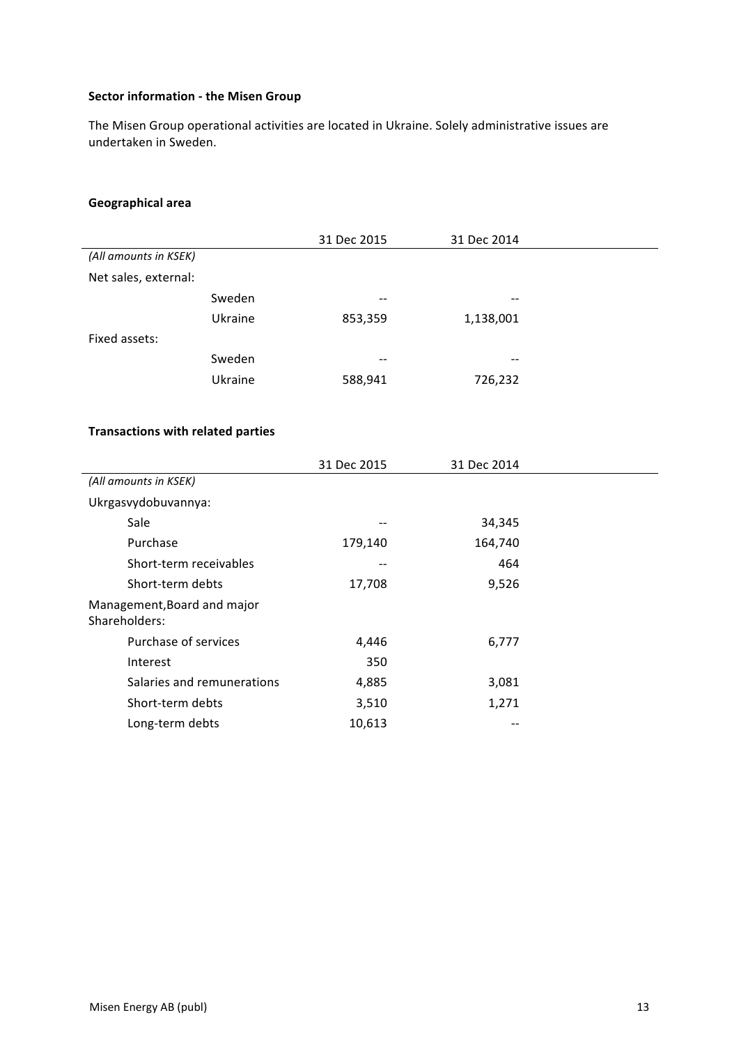### Sector information - the Misen Group

The Misen Group operational activities are located in Ukraine. Solely administrative issues are undertaken in Sweden.

### Geographical area

| | | 31 Dec 2015 | 31 Dec 2014 |
|---|---|---|---|
| *(All amounts in KSEK)* | | | |
| Net sales, external: | | | |
| | Sweden | -- | -- |
| | Ukraine | 853,359 | 1,138,001 |
| Fixed assets: | | | |
| | Sweden | -- | -- |
| | Ukraine | 588,941 | 726,232 |

### Transactions with related parties

| | 31 Dec 2015 | 31 Dec 2014 |
|---|---|---|
| *(All amounts in KSEK)* | | |
| Ukrgasvydobuvannya: | | |
| Sale | -- | 34,345 |
| Purchase | 179,140 | 164,740 |
| Short-term receivables | -- | 464 |
| Short-term debts | 17,708 | 9,526 |
| Management,Board and major Shareholders: | | |
| Purchase of services | 4,446 | 6,777 |
| Interest | 350 | |
| Salaries and remunerations | 4,885 | 3,081 |
| Short-term debts | 3,510 | 1,271 |
| Long-term debts | 10,613 | -- |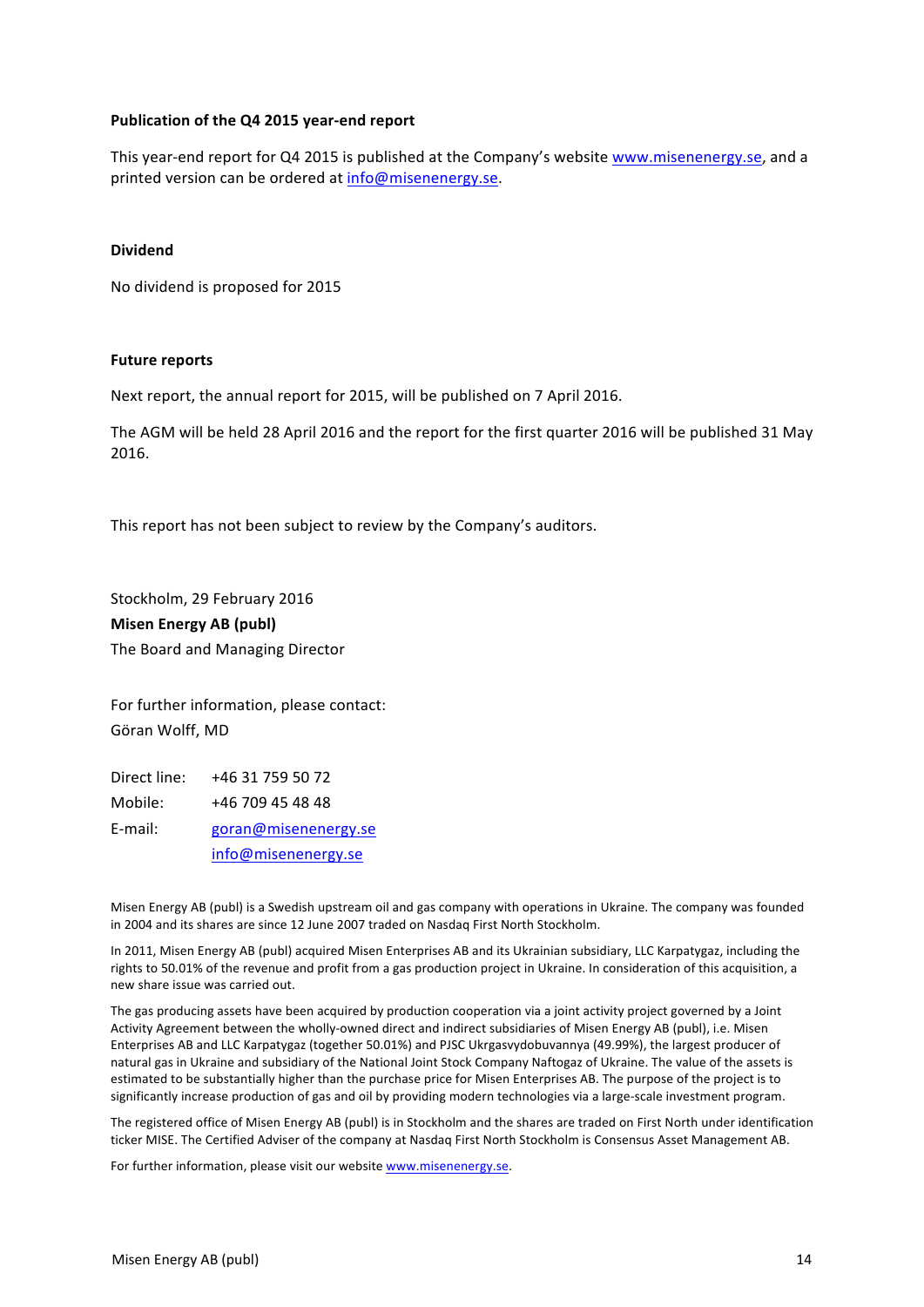**Publication of the Q4 2015 year-end report**

This year-end report for Q4 2015 is published at the Company's website www.misenenergy.se, and a printed version can be ordered at info@misenenergy.se.

**Dividend**

No dividend is proposed for 2015

**Future reports**

Next report, the annual report for 2015, will be published on 7 April 2016.

The AGM will be held 28 April 2016 and the report for the first quarter 2016 will be published 31 May 2016.

This report has not been subject to review by the Company's auditors.

Stockholm, 29 February 2016

**Misen Energy AB (publ)**

The Board and Managing Director

For further information, please contact:

Göran Wolff, MD

| | |
|---|---|
| Direct line: | +46 31 759 50 72 |
| Mobile: | +46 709 45 48 48 |
| E-mail: | goran@misenenergy.se |
| | info@misenenergy.se |

Misen Energy AB (publ) is a Swedish upstream oil and gas company with operations in Ukraine. The company was founded in 2004 and its shares are since 12 June 2007 traded on Nasdaq First North Stockholm.

In 2011, Misen Energy AB (publ) acquired Misen Enterprises AB and its Ukrainian subsidiary, LLC Karpatygaz, including the rights to 50.01% of the revenue and profit from a gas production project in Ukraine. In consideration of this acquisition, a new share issue was carried out.

The gas producing assets have been acquired by production cooperation via a joint activity project governed by a Joint Activity Agreement between the wholly-owned direct and indirect subsidiaries of Misen Energy AB (publ), i.e. Misen Enterprises AB and LLC Karpatygaz (together 50.01%) and PJSC Ukrgasvydobuvannya (49.99%), the largest producer of natural gas in Ukraine and subsidiary of the National Joint Stock Company Naftogaz of Ukraine. The value of the assets is estimated to be substantially higher than the purchase price for Misen Enterprises AB. The purpose of the project is to significantly increase production of gas and oil by providing modern technologies via a large-scale investment program.

The registered office of Misen Energy AB (publ) is in Stockholm and the shares are traded on First North under identification ticker MISE. The Certified Adviser of the company at Nasdaq First North Stockholm is Consensus Asset Management AB.

For further information, please visit our website www.misenenergy.se.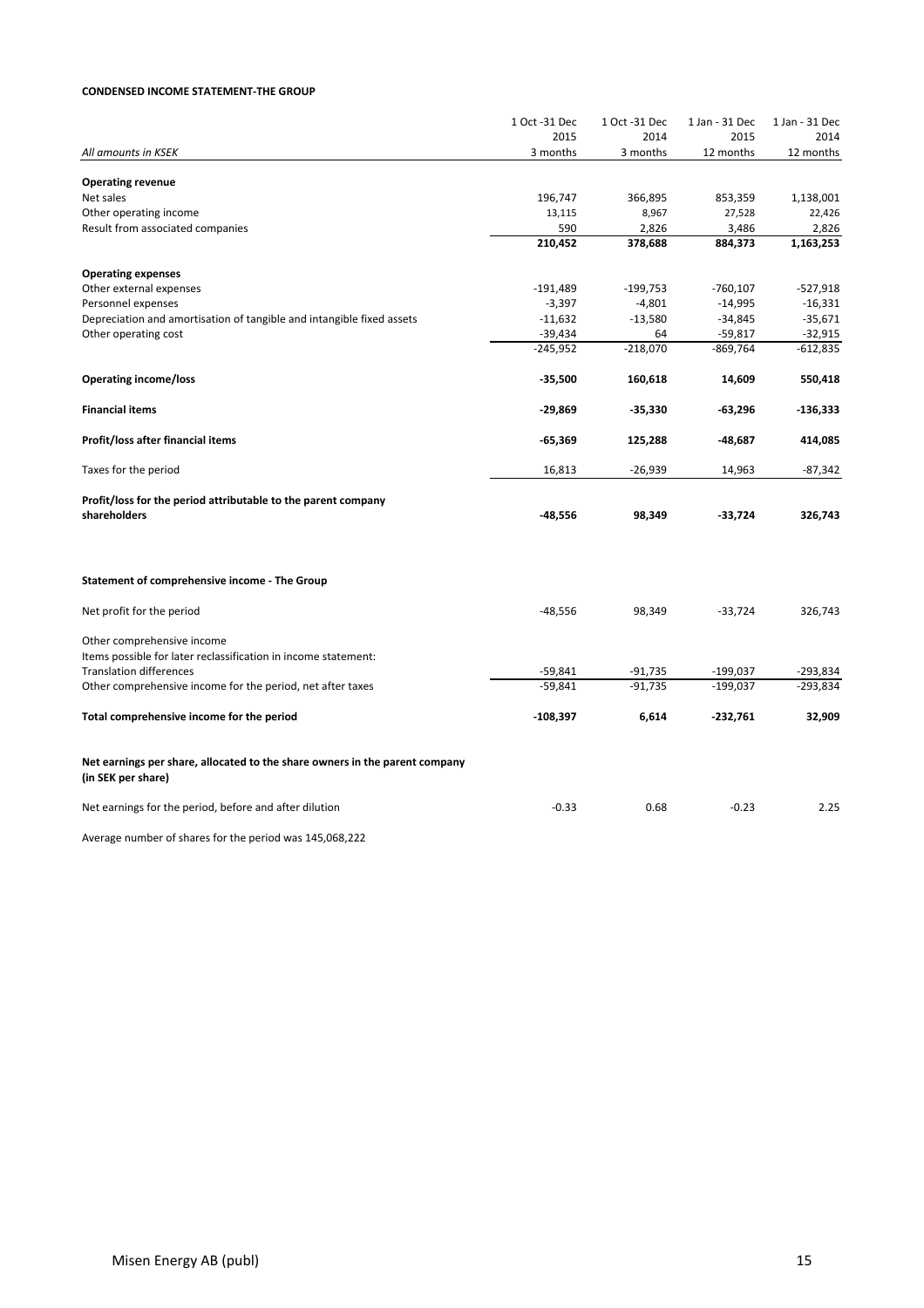**CONDENSED INCOME STATEMENT-THE GROUP**

| *All amounts in KSEK* | 1 Oct -31 Dec 2015 3 months | 1 Oct -31 Dec 2014 3 months | 1 Jan - 31 Dec 2015 12 months | 1 Jan - 31 Dec 2014 12 months |
|---|---|---|---|---|
| **Operating revenue** | | | | |
| Net sales | 196,747 | 366,895 | 853,359 | 1,138,001 |
| Other operating income | 13,115 | 8,967 | 27,528 | 22,426 |
| Result from associated companies | 590 | 2,826 | 3,486 | 2,826 |
| | **210,452** | **378,688** | **884,373** | **1,163,253** |
| **Operating expenses** | | | | |
| Other external expenses | -191,489 | -199,753 | -760,107 | -527,918 |
| Personnel expenses | -3,397 | -4,801 | -14,995 | -16,331 |
| Depreciation and amortisation of tangible and intangible fixed assets | -11,632 | -13,580 | -34,845 | -35,671 |
| Other operating cost | -39,434 | 64 | -59,817 | -32,915 |
| | -245,952 | -218,070 | -869,764 | -612,835 |
| **Operating income/loss** | **-35,500** | **160,618** | **14,609** | **550,418** |
| **Financial items** | **-29,869** | **-35,330** | **-63,296** | **-136,333** |
| **Profit/loss after financial items** | **-65,369** | **125,288** | **-48,687** | **414,085** |
| Taxes for the period | 16,813 | -26,939 | 14,963 | -87,342 |
| **Profit/loss for the period attributable to the parent company shareholders** | **-48,556** | **98,349** | **-33,724** | **326,743** |

**Statement of comprehensive income - The Group**

| | 1 Oct -31 Dec 2015 | 1 Oct -31 Dec 2014 | 1 Jan - 31 Dec 2015 | 1 Jan - 31 Dec 2014 |
|---|---|---|---|---|
| Net profit for the period | -48,556 | 98,349 | -33,724 | 326,743 |
| Other comprehensive income | | | | |
| Items possible for later reclassification in income statement: | | | | |
| Translation differences | -59,841 | -91,735 | -199,037 | -293,834 |
| Other comprehensive income for the period, net after taxes | -59,841 | -91,735 | -199,037 | -293,834 |
| **Total comprehensive income for the period** | **-108,397** | **6,614** | **-232,761** | **32,909** |

**Net earnings per share, allocated to the share owners in the parent company (in SEK per share)**

| | 1 Oct -31 Dec 2015 | 1 Oct -31 Dec 2014 | 1 Jan - 31 Dec 2015 | 1 Jan - 31 Dec 2014 |
|---|---|---|---|---|
| Net earnings for the period, before and after dilution | -0.33 | 0.68 | -0.23 | 2.25 |

Average number of shares for the period was 145,068,222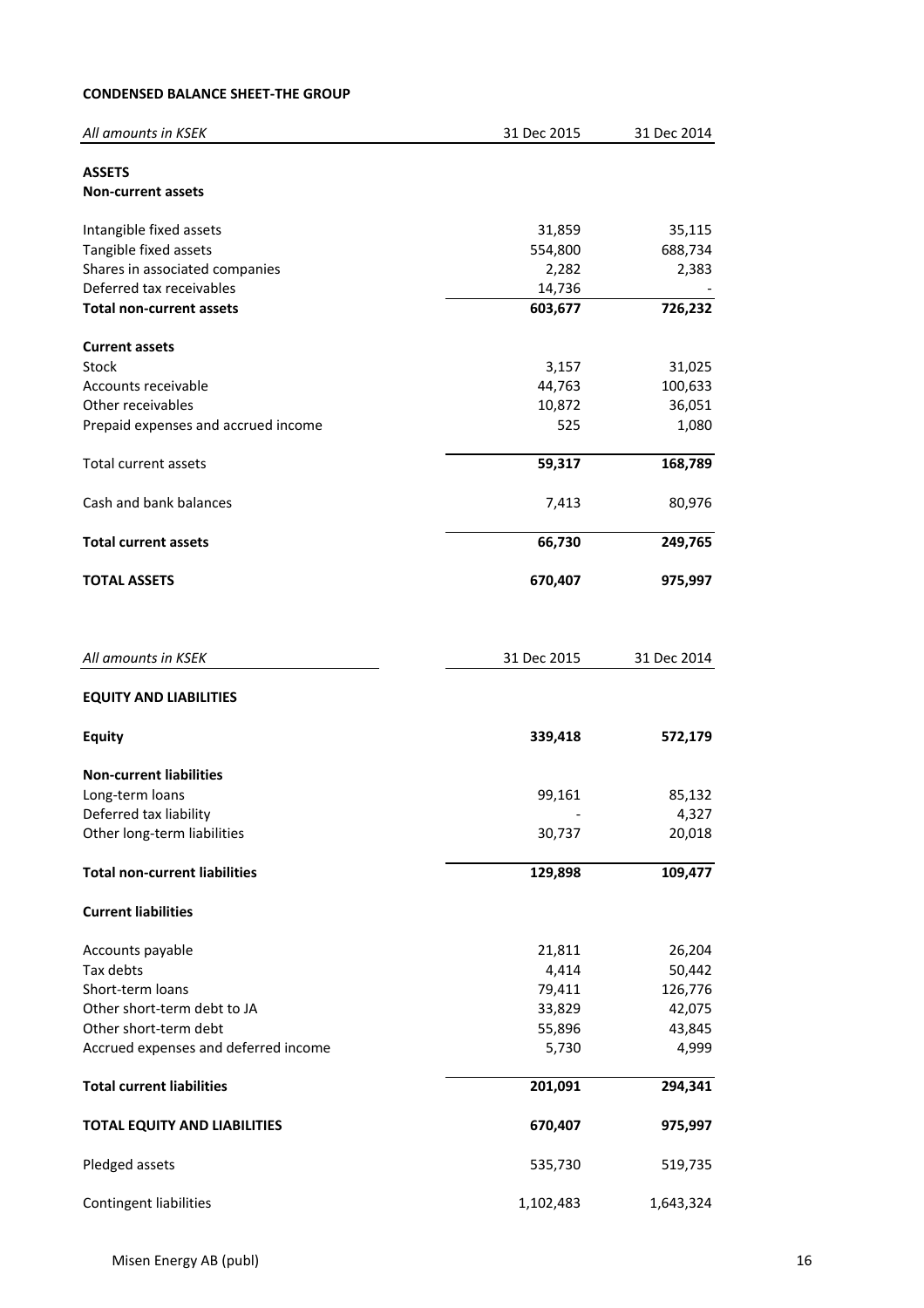**CONDENSED BALANCE SHEET-THE GROUP**

| *All amounts in KSEK* | 31 Dec 2015 | 31 Dec 2014 |
|---|---|---|
| **ASSETS** | | |
| **Non-current assets** | | |
| Intangible fixed assets | 31,859 | 35,115 |
| Tangible fixed assets | 554,800 | 688,734 |
| Shares in associated companies | 2,282 | 2,383 |
| Deferred tax receivables | 14,736 | - |
| **Total non-current assets** | **603,677** | **726,232** |
| **Current assets** | | |
| Stock | 3,157 | 31,025 |
| Accounts receivable | 44,763 | 100,633 |
| Other receivables | 10,872 | 36,051 |
| Prepaid expenses and accrued income | 525 | 1,080 |
| Total current assets | **59,317** | **168,789** |
| Cash and bank balances | 7,413 | 80,976 |
| **Total current assets** | **66,730** | **249,765** |
| **TOTAL ASSETS** | **670,407** | **975,997** |

| *All amounts in KSEK* | 31 Dec 2015 | 31 Dec 2014 |
|---|---|---|
| **EQUITY AND LIABILITIES** | | |
| **Equity** | **339,418** | **572,179** |
| **Non-current liabilities** | | |
| Long-term loans | 99,161 | 85,132 |
| Deferred tax liability | - | 4,327 |
| Other long-term liabilities | 30,737 | 20,018 |
| **Total non-current liabilities** | **129,898** | **109,477** |
| **Current liabilities** | | |
| Accounts payable | 21,811 | 26,204 |
| Tax debts | 4,414 | 50,442 |
| Short-term loans | 79,411 | 126,776 |
| Other short-term debt to JA | 33,829 | 42,075 |
| Other short-term debt | 55,896 | 43,845 |
| Accrued expenses and deferred income | 5,730 | 4,999 |
| **Total current liabilities** | **201,091** | **294,341** |
| **TOTAL EQUITY AND LIABILITIES** | **670,407** | **975,997** |
| Pledged assets | 535,730 | 519,735 |
| Contingent liabilities | 1,102,483 | 1,643,324 |

Misen Energy AB (publ)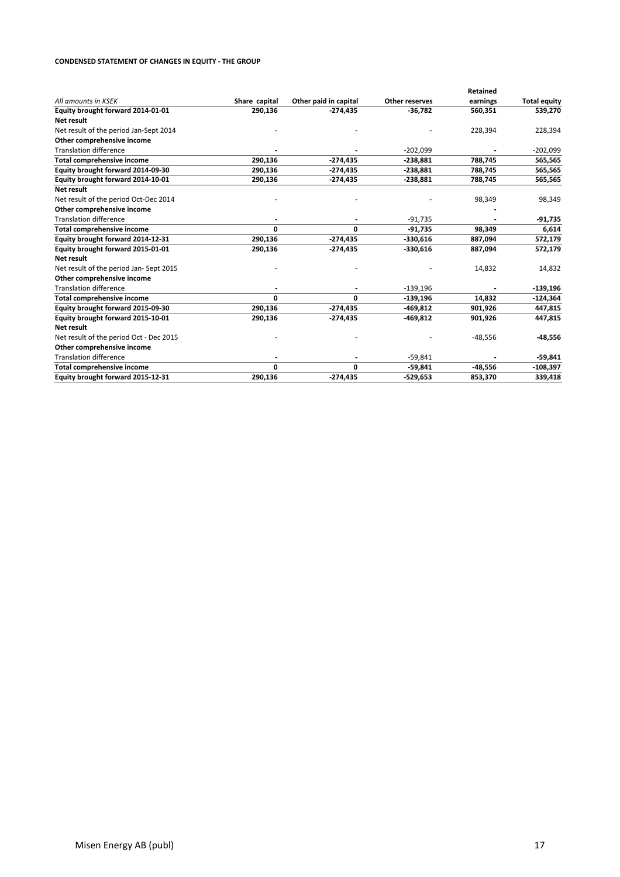**CONDENSED STATEMENT OF CHANGES IN EQUITY - THE GROUP**

| *All amounts in KSEK* | Share capital | Other paid in capital | Other reserves | Retained earnings | Total equity |
|---|---|---|---|---|---|
| **Equity brought forward 2014-01-01** | **290,136** | **-274,435** | **-36,782** | **560,351** | **539,270** |
| **Net result** | | | | | |
| Net result of the period Jan-Sept 2014 | - | - | - | 228,394 | 228,394 |
| **Other comprehensive income** | | | | | |
| Translation difference | - | - | -202,099 | - | -202,099 |
| **Total comprehensive income** | **290,136** | **-274,435** | **-238,881** | **788,745** | **565,565** |
| **Equity brought forward 2014-09-30** | **290,136** | **-274,435** | **-238,881** | **788,745** | **565,565** |
| **Equity brought forward 2014-10-01** | **290,136** | **-274,435** | **-238,881** | **788,745** | **565,565** |
| **Net result** | | | | | |
| Net result of the period Oct-Dec 2014 | - | - | - | 98,349 | 98,349 |
| **Other comprehensive income** | | | | - | |
| Translation difference | - | - | -91,735 | - | **-91,735** |
| **Total comprehensive income** | **0** | **0** | **-91,735** | **98,349** | **6,614** |
| **Equity brought forward 2014-12-31** | **290,136** | **-274,435** | **-330,616** | **887,094** | **572,179** |
| **Equity brought forward 2015-01-01** | **290,136** | **-274,435** | **-330,616** | **887,094** | **572,179** |
| **Net result** | | | | | |
| Net result of the period Jan- Sept 2015 | - | - | - | 14,832 | 14,832 |
| **Other comprehensive income** | | | | | |
| Translation difference | - | - | -139,196 | - | **-139,196** |
| **Total comprehensive income** | **0** | **0** | **-139,196** | **14,832** | **-124,364** |
| **Equity brought forward 2015-09-30** | **290,136** | **-274,435** | **-469,812** | **901,926** | **447,815** |
| **Equity brought forward 2015-10-01** | **290,136** | **-274,435** | **-469,812** | **901,926** | **447,815** |
| **Net result** | | | | | |
| Net result of the period Oct - Dec 2015 | - | - | - | -48,556 | **-48,556** |
| **Other comprehensive income** | | | | | |
| Translation difference | - | - | -59,841 | - | **-59,841** |
| **Total comprehensive income** | **0** | **0** | **-59,841** | **-48,556** | **-108,397** |
| **Equity brought forward 2015-12-31** | **290,136** | **-274,435** | **-529,653** | **853,370** | **339,418** |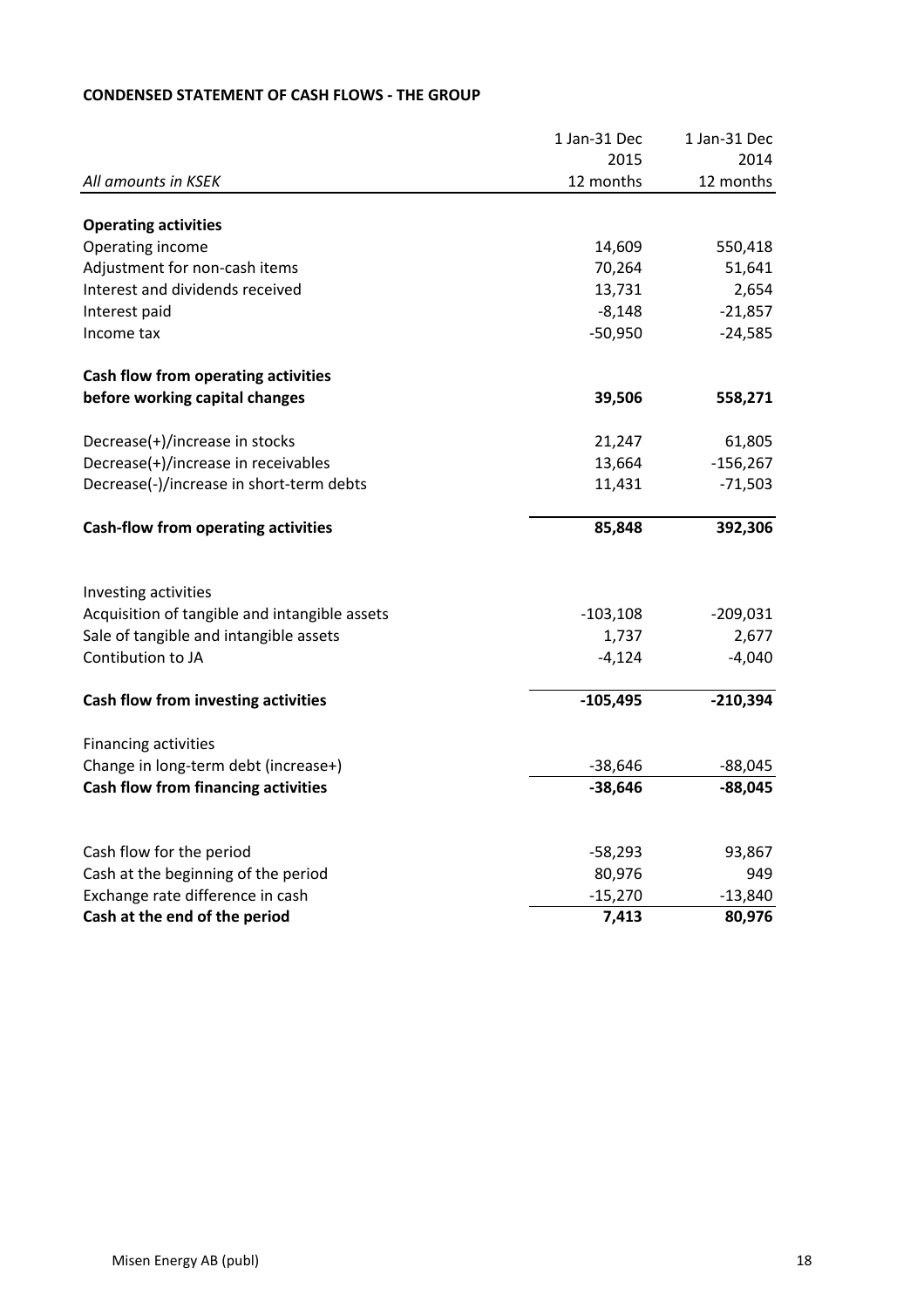**CONDENSED STATEMENT OF CASH FLOWS - THE GROUP**

| *All amounts in KSEK* | 1 Jan-31 Dec 2015 12 months | 1 Jan-31 Dec 2014 12 months |
|---|---|---|
| **Operating activities** | | |
| Operating income | 14,609 | 550,418 |
| Adjustment for non-cash items | 70,264 | 51,641 |
| Interest and dividends received | 13,731 | 2,654 |
| Interest paid | -8,148 | -21,857 |
| Income tax | -50,950 | -24,585 |
| **Cash flow from operating activities before working capital changes** | **39,506** | **558,271** |
| Decrease(+)/increase in stocks | 21,247 | 61,805 |
| Decrease(+)/increase in receivables | 13,664 | -156,267 |
| Decrease(-)/increase in short-term debts | 11,431 | -71,503 |
| **Cash-flow from operating activities** | **85,848** | **392,306** |
| Investing activities | | |
| Acquisition of tangible and intangible assets | -103,108 | -209,031 |
| Sale of tangible and intangible assets | 1,737 | 2,677 |
| Contibution to JA | -4,124 | -4,040 |
| **Cash flow from investing activities** | **-105,495** | **-210,394** |
| Financing activities | | |
| Change in long-term debt (increase+) | -38,646 | -88,045 |
| **Cash flow from financing activities** | **-38,646** | **-88,045** |
| Cash flow for the period | -58,293 | 93,867 |
| Cash at the beginning of the period | 80,976 | 949 |
| Exchange rate difference in cash | -15,270 | -13,840 |
| **Cash at the end of the period** | **7,413** | **80,976** |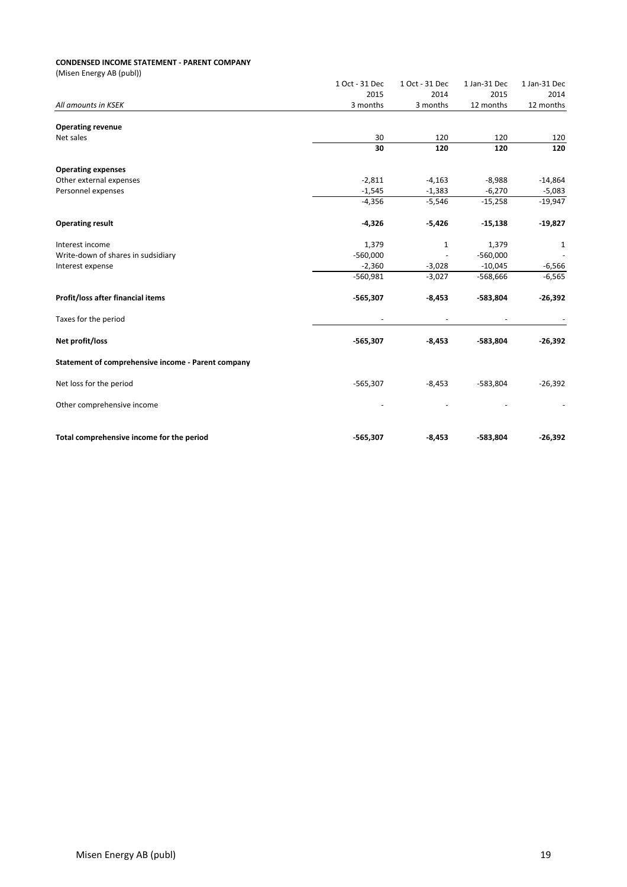**CONDENSED INCOME STATEMENT - PARENT COMPANY**

(Misen Energy AB (publ))

| *All amounts in KSEK* | 1 Oct - 31 Dec 2015 3 months | 1 Oct - 31 Dec 2014 3 months | 1 Jan-31 Dec 2015 12 months | 1 Jan-31 Dec 2014 12 months |
|---|---|---|---|---|
| **Operating revenue** | | | | |
| Net sales | 30 | 120 | 120 | 120 |
| | **30** | **120** | **120** | **120** |
| **Operating expenses** | | | | |
| Other external expenses | -2,811 | -4,163 | -8,988 | -14,864 |
| Personnel expenses | -1,545 | -1,383 | -6,270 | -5,083 |
| | -4,356 | -5,546 | -15,258 | -19,947 |
| **Operating result** | **-4,326** | **-5,426** | **-15,138** | **-19,827** |
| Interest income | 1,379 | 1 | 1,379 | 1 |
| Write-down of shares in sudsidiary | -560,000 | - | -560,000 | - |
| Interest expense | -2,360 | -3,028 | -10,045 | -6,566 |
| | -560,981 | -3,027 | -568,666 | -6,565 |
| **Profit/loss after financial items** | **-565,307** | **-8,453** | **-583,804** | **-26,392** |
| Taxes for the period | - | - | - | - |
| **Net profit/loss** | **-565,307** | **-8,453** | **-583,804** | **-26,392** |
| **Statement of comprehensive income - Parent company** | | | | |
| Net loss for the period | -565,307 | -8,453 | -583,804 | -26,392 |
| Other comprehensive income | - | - | - | - |
| **Total comprehensive income for the period** | **-565,307** | **-8,453** | **-583,804** | **-26,392** |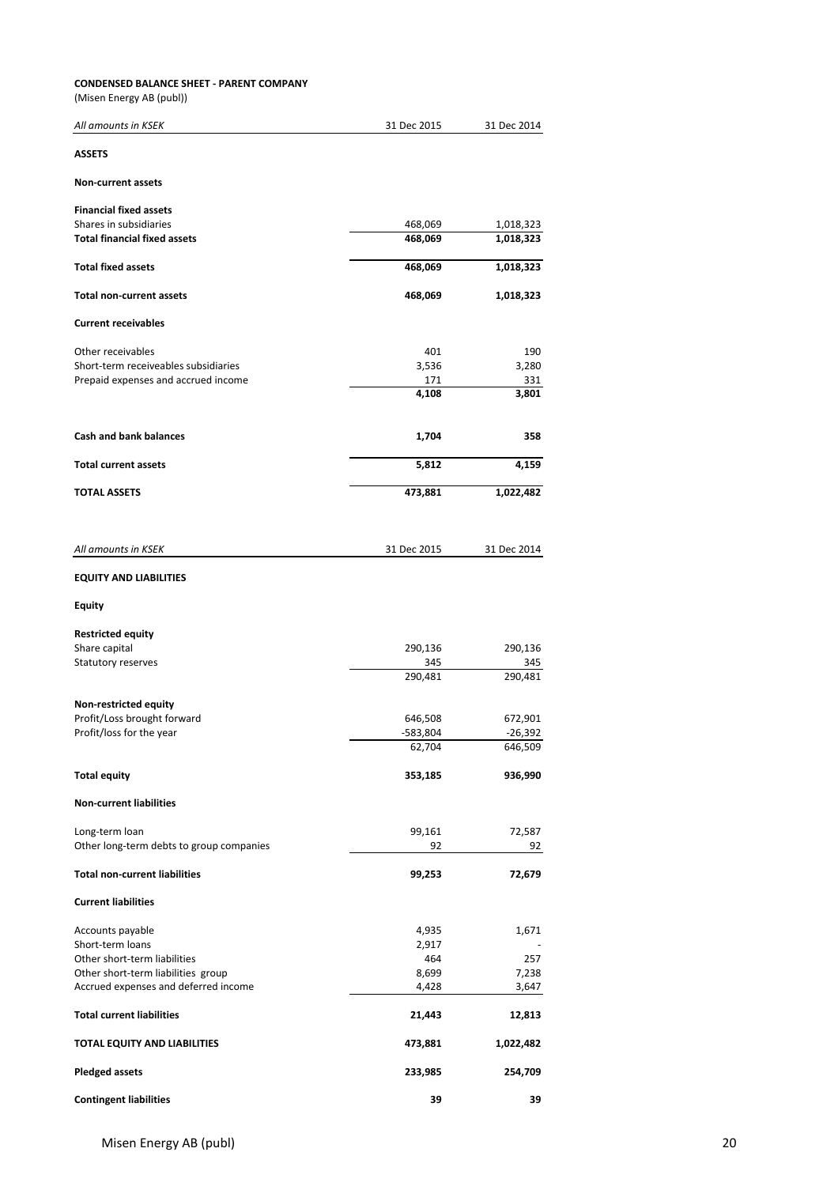**CONDENSED BALANCE SHEET - PARENT COMPANY**

(Misen Energy AB (publ))

| *All amounts in KSEK* | 31 Dec 2015 | 31 Dec 2014 |
|---|---|---|
| **ASSETS** | | |
| **Non-current assets** | | |
| **Financial fixed assets** | | |
| Shares in subsidiaries | 468,069 | 1,018,323 |
| **Total financial fixed assets** | **468,069** | **1,018,323** |
| **Total fixed assets** | **468,069** | **1,018,323** |
| **Total non-current assets** | **468,069** | **1,018,323** |
| **Current receivables** | | |
| Other receivables | 401 | 190 |
| Short-term receiveables subsidiaries | 3,536 | 3,280 |
| Prepaid expenses and accrued income | 171 | 331 |
| | **4,108** | **3,801** |
| **Cash and bank balances** | **1,704** | **358** |
| **Total current assets** | **5,812** | **4,159** |
| **TOTAL ASSETS** | **473,881** | **1,022,482** |

| *All amounts in KSEK* | 31 Dec 2015 | 31 Dec 2014 |
|---|---|---|
| **EQUITY AND LIABILITIES** | | |
| **Equity** | | |
| **Restricted equity** | | |
| Share capital | 290,136 | 290,136 |
| Statutory reserves | 345 | 345 |
| | 290,481 | 290,481 |
| **Non-restricted equity** | | |
| Profit/Loss brought forward | 646,508 | 672,901 |
| Profit/loss for the year | -583,804 | -26,392 |
| | 62,704 | 646,509 |
| **Total equity** | **353,185** | **936,990** |
| **Non-current liabilities** | | |
| Long-term loan | 99,161 | 72,587 |
| Other long-term debts to group companies | 92 | 92 |
| **Total non-current liabilities** | **99,253** | **72,679** |
| **Current liabilities** | | |
| Accounts payable | 4,935 | 1,671 |
| Short-term loans | 2,917 | - |
| Other short-term liabilities | 464 | 257 |
| Other short-term liabilities group | 8,699 | 7,238 |
| Accrued expenses and deferred income | 4,428 | 3,647 |
| **Total current liabilities** | **21,443** | **12,813** |
| **TOTAL EQUITY AND LIABILITIES** | **473,881** | **1,022,482** |
| **Pledged assets** | **233,985** | **254,709** |
| **Contingent liabilities** | **39** | **39** |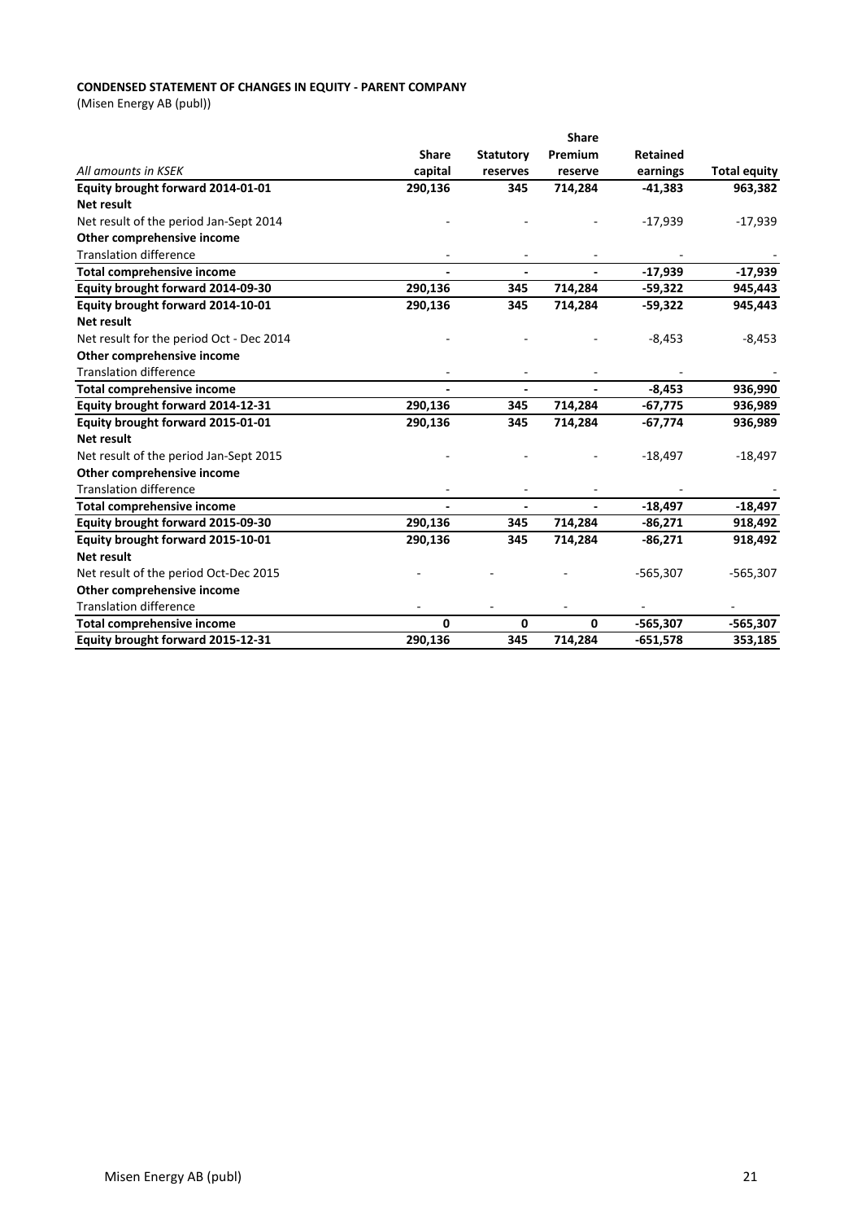**CONDENSED STATEMENT OF CHANGES IN EQUITY - PARENT COMPANY**

(Misen Energy AB (publ))

| *All amounts in KSEK* | Share capital | Statutory reserves | Share Premium reserve | Retained earnings | Total equity |
|---|---|---|---|---|---|
| **Equity brought forward 2014-01-01** | **290,136** | **345** | **714,284** | **-41,383** | **963,382** |
| **Net result** | | | | | |
| Net result of the period Jan-Sept 2014 | - | - | - | -17,939 | -17,939 |
| **Other comprehensive income** | | | | | |
| Translation difference | - | - | - | - | - |
| **Total comprehensive income** | **-** | **-** | **-** | **-17,939** | **-17,939** |
| **Equity brought forward 2014-09-30** | **290,136** | **345** | **714,284** | **-59,322** | **945,443** |
| **Equity brought forward 2014-10-01** | **290,136** | **345** | **714,284** | **-59,322** | **945,443** |
| **Net result** | | | | | |
| Net result for the period Oct - Dec 2014 | - | - | - | -8,453 | -8,453 |
| **Other comprehensive income** | | | | | |
| Translation difference | - | - | - | - | - |
| **Total comprehensive income** | **-** | **-** | **-** | **-8,453** | **936,990** |
| **Equity brought forward 2014-12-31** | **290,136** | **345** | **714,284** | **-67,775** | **936,989** |
| **Equity brought forward 2015-01-01** | **290,136** | **345** | **714,284** | **-67,774** | **936,989** |
| **Net result** | | | | | |
| Net result of the period Jan-Sept 2015 | - | - | - | -18,497 | -18,497 |
| **Other comprehensive income** | | | | | |
| Translation difference | - | - | - | - | - |
| **Total comprehensive income** | **-** | **-** | **-** | **-18,497** | **-18,497** |
| **Equity brought forward 2015-09-30** | **290,136** | **345** | **714,284** | **-86,271** | **918,492** |
| **Equity brought forward 2015-10-01** | **290,136** | **345** | **714,284** | **-86,271** | **918,492** |
| **Net result** | | | | | |
| Net result of the period Oct-Dec 2015 | - | - | - | -565,307 | -565,307 |
| **Other comprehensive income** | | | | | |
| Translation difference | - | - | - | - | - |
| **Total comprehensive income** | **0** | **0** | **0** | **-565,307** | **-565,307** |
| **Equity brought forward 2015-12-31** | **290,136** | **345** | **714,284** | **-651,578** | **353,185** |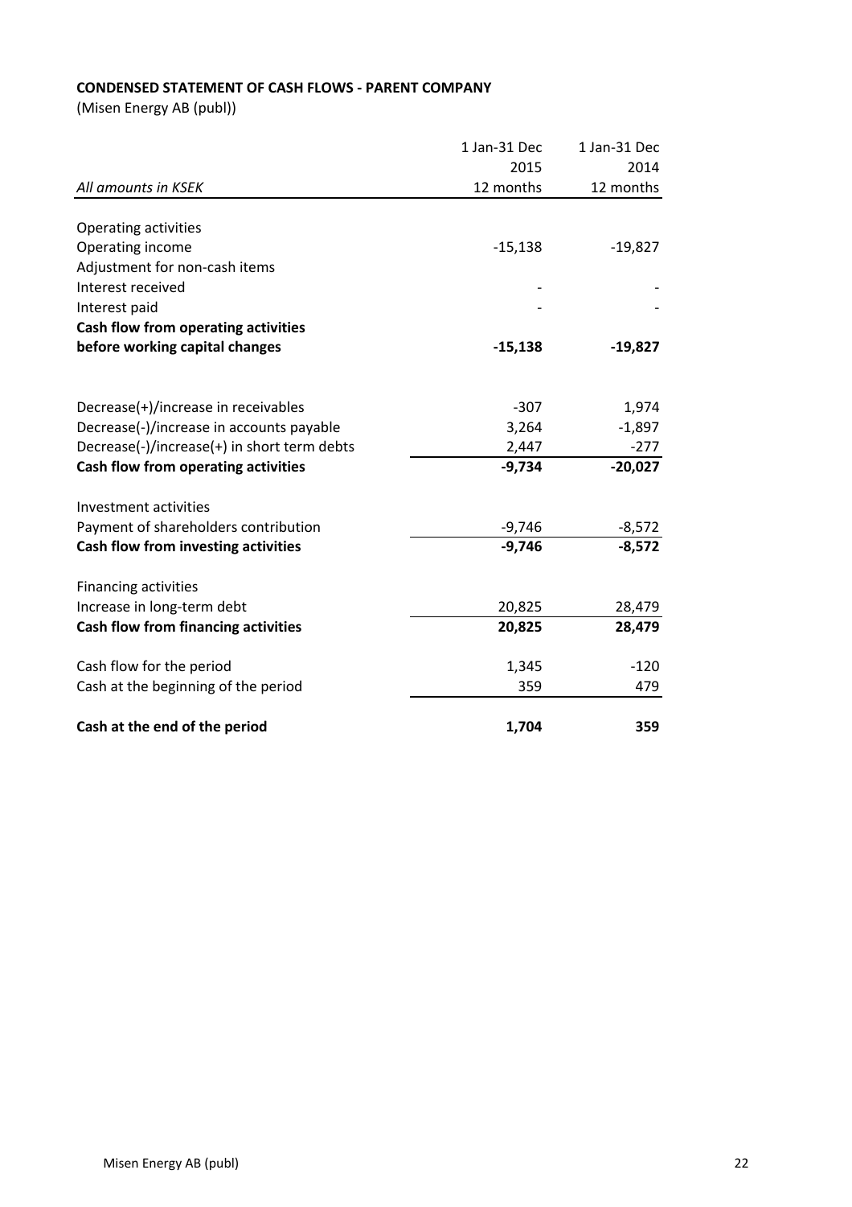**CONDENSED STATEMENT OF CASH FLOWS - PARENT COMPANY**

(Misen Energy AB (publ))

| *All amounts in KSEK* | 1 Jan-31 Dec 2015 12 months | 1 Jan-31 Dec 2014 12 months |
|---|---|---|
| Operating activities | | |
| Operating income | -15,138 | -19,827 |
| Adjustment for non-cash items | | |
| Interest received | - | - |
| Interest paid | - | - |
| **Cash flow from operating activities before working capital changes** | **-15,138** | **-19,827** |
| | | |
| Decrease(+)/increase in receivables | -307 | 1,974 |
| Decrease(-)/increase in accounts payable | 3,264 | -1,897 |
| Decrease(-)/increase(+) in short term debts | 2,447 | -277 |
| **Cash flow from operating activities** | **-9,734** | **-20,027** |
| | | |
| Investment activities | | |
| Payment of shareholders contribution | -9,746 | -8,572 |
| **Cash flow from investing activities** | **-9,746** | **-8,572** |
| | | |
| Financing activities | | |
| Increase in long-term debt | 20,825 | 28,479 |
| **Cash flow from financing activities** | **20,825** | **28,479** |
| | | |
| Cash flow for the period | 1,345 | -120 |
| Cash at the beginning of the period | 359 | 479 |
| | | |
| **Cash at the end of the period** | **1,704** | **359** |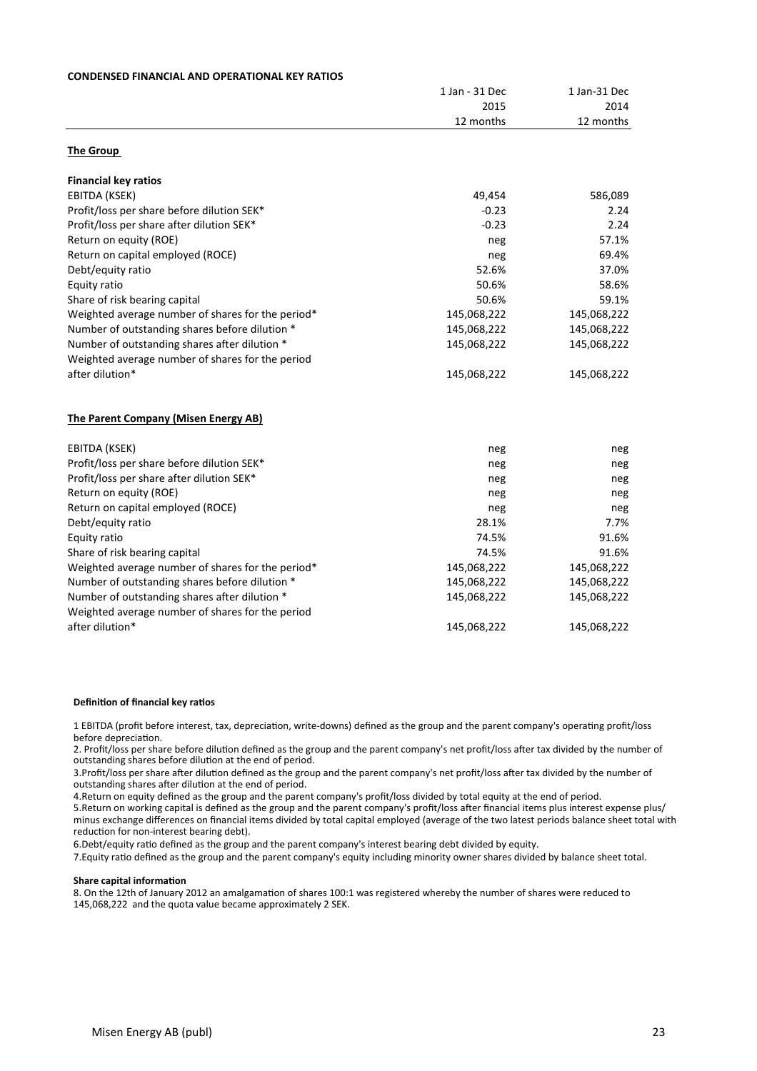**CONDENSED FINANCIAL AND OPERATIONAL KEY RATIOS**

| | 1 Jan - 31 Dec 2015 12 months | 1 Jan-31 Dec 2014 12 months |
|---|---|---|
| **The Group** | | |
| **Financial key ratios** | | |
| EBITDA (KSEK) | 49,454 | 586,089 |
| Profit/loss per share before dilution SEK* | -0.23 | 2.24 |
| Profit/loss per share after dilution SEK* | -0.23 | 2.24 |
| Return on equity (ROE) | neg | 57.1% |
| Return on capital employed (ROCE) | neg | 69.4% |
| Debt/equity ratio | 52.6% | 37.0% |
| Equity ratio | 50.6% | 58.6% |
| Share of risk bearing capital | 50.6% | 59.1% |
| Weighted average number of shares for the period* | 145,068,222 | 145,068,222 |
| Number of outstanding shares before dilution * | 145,068,222 | 145,068,222 |
| Number of outstanding shares after dilution * | 145,068,222 | 145,068,222 |
| Weighted average number of shares for the period after dilution* | 145,068,222 | 145,068,222 |
| **The Parent Company (Misen Energy AB)** | | |
| EBITDA (KSEK) | neg | neg |
| Profit/loss per share before dilution SEK* | neg | neg |
| Profit/loss per share after dilution SEK* | neg | neg |
| Return on equity (ROE) | neg | neg |
| Return on capital employed (ROCE) | neg | neg |
| Debt/equity ratio | 28.1% | 7.7% |
| Equity ratio | 74.5% | 91.6% |
| Share of risk bearing capital | 74.5% | 91.6% |
| Weighted average number of shares for the period* | 145,068,222 | 145,068,222 |
| Number of outstanding shares before dilution * | 145,068,222 | 145,068,222 |
| Number of outstanding shares after dilution * | 145,068,222 | 145,068,222 |
| Weighted average number of shares for the period after dilution* | 145,068,222 | 145,068,222 |

**Definition of financial key ratios**

1 EBITDA (profit before interest, tax, depreciation, write-downs) defined as the group and the parent company's operating profit/loss before depreciation.

2. Profit/loss per share before dilution defined as the group and the parent company's net profit/loss after tax divided by the number of outstanding shares before dilution at the end of period.

3.Profit/loss per share after dilution defined as the group and the parent company's net profit/loss after tax divided by the number of outstanding shares after dilution at the end of period.

4.Return on equity defined as the group and the parent company's profit/loss divided by total equity at the end of period.

5.Return on working capital is defined as the group and the parent company's profit/loss after financial items plus interest expense plus/minus exchange differences on financial items divided by total capital employed (average of the two latest periods balance sheet total with reduction for non-interest bearing debt).

6.Debt/equity ratio defined as the group and the parent company's interest bearing debt divided by equity.

7.Equity ratio defined as the group and the parent company's equity including minority owner shares divided by balance sheet total.

**Share capital information**

8. On the 12th of January 2012 an amalgamation of shares 100:1 was registered whereby the number of shares were reduced to 145,068,222 and the quota value became approximately 2 SEK.